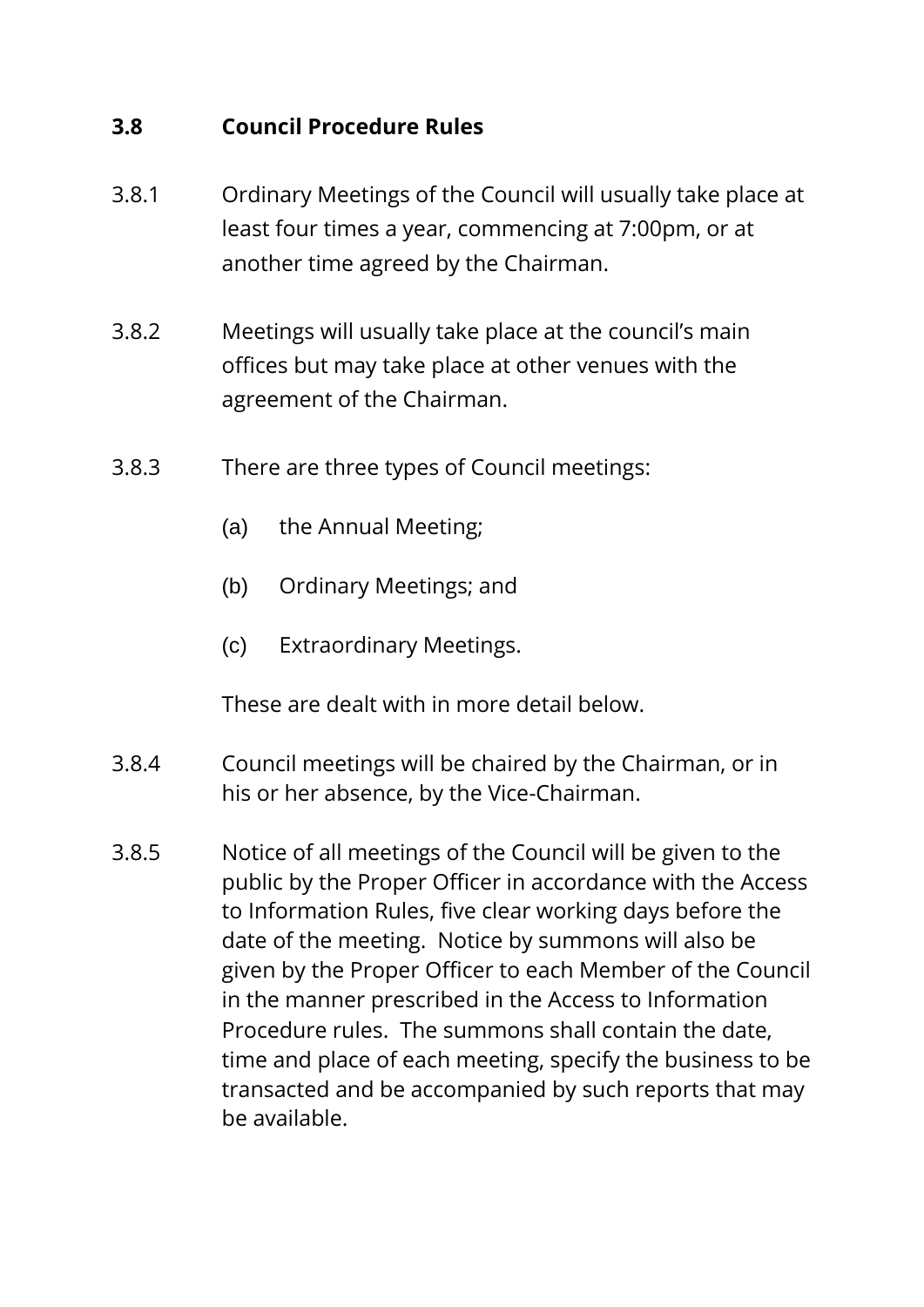## 3.8 Council Procedure Rules

3.8.1 Ordinary Meetings of the Council will usually take place at least four times a year, commencing at 7:00pm, or at another time agreed by the Chairman.

3.8.2 Meetings will usually take place at the council's main offices but may take place at other venues with the agreement of the Chairman.

3.8.3 There are three types of Council meetings:

(a) the Annual Meeting;

(b) Ordinary Meetings; and

(c) Extraordinary Meetings.

These are dealt with in more detail below.

3.8.4 Council meetings will be chaired by the Chairman, or in his or her absence, by the Vice-Chairman.

3.8.5 Notice of all meetings of the Council will be given to the public by the Proper Officer in accordance with the Access to Information Rules, five clear working days before the date of the meeting. Notice by summons will also be given by the Proper Officer to each Member of the Council in the manner prescribed in the Access to Information Procedure rules. The summons shall contain the date, time and place of each meeting, specify the business to be transacted and be accompanied by such reports that may be available.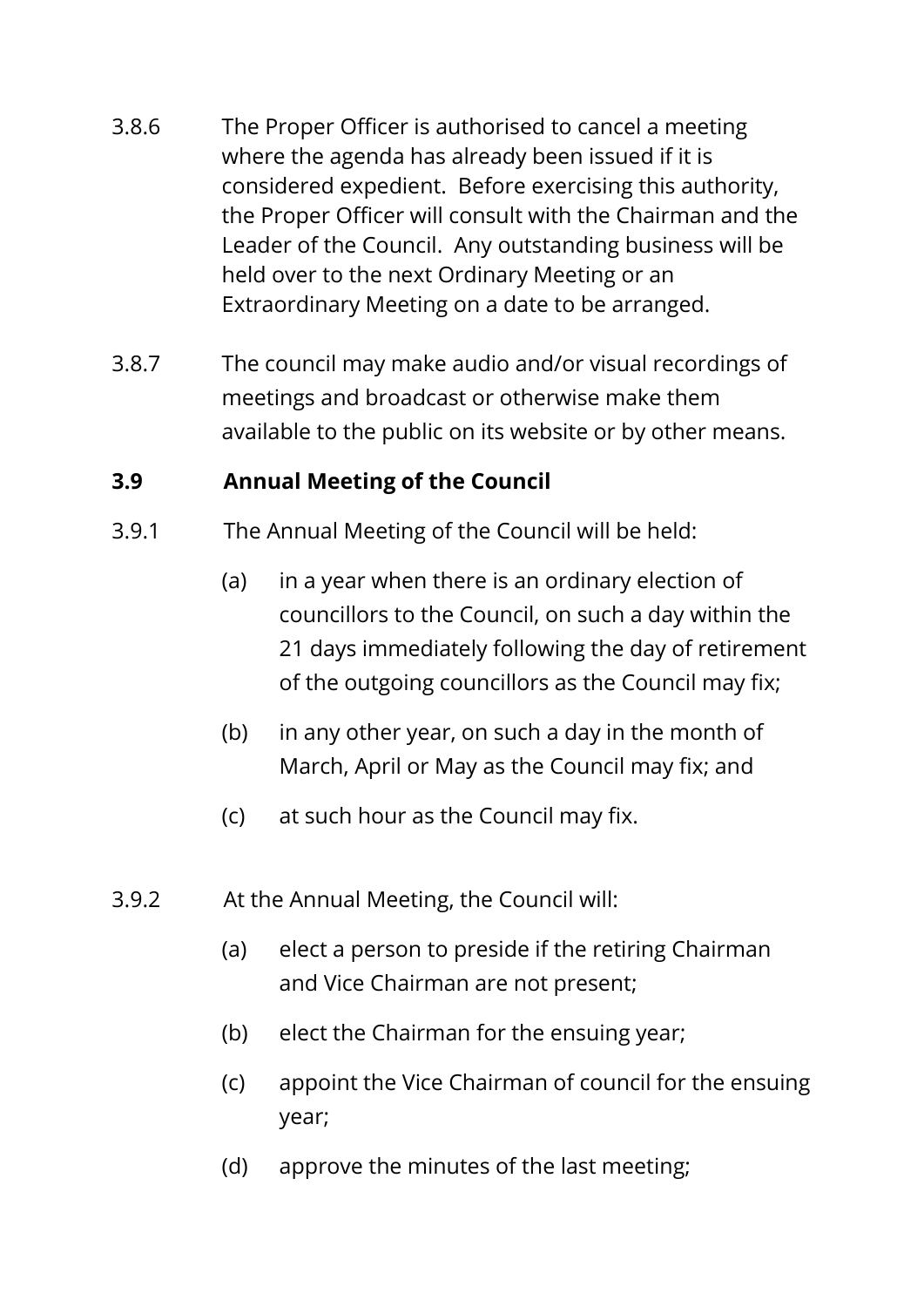3.8.6 The Proper Officer is authorised to cancel a meeting where the agenda has already been issued if it is considered expedient. Before exercising this authority, the Proper Officer will consult with the Chairman and the Leader of the Council. Any outstanding business will be held over to the next Ordinary Meeting or an Extraordinary Meeting on a date to be arranged.

3.8.7 The council may make audio and/or visual recordings of meetings and broadcast or otherwise make them available to the public on its website or by other means.

### 3.9 Annual Meeting of the Council

3.9.1 The Annual Meeting of the Council will be held:

- (a) in a year when there is an ordinary election of councillors to the Council, on such a day within the 21 days immediately following the day of retirement of the outgoing councillors as the Council may fix;
- (b) in any other year, on such a day in the month of March, April or May as the Council may fix; and
- (c) at such hour as the Council may fix.

3.9.2 At the Annual Meeting, the Council will:

- (a) elect a person to preside if the retiring Chairman and Vice Chairman are not present;
- (b) elect the Chairman for the ensuing year;
- (c) appoint the Vice Chairman of council for the ensuing year;
- (d) approve the minutes of the last meeting;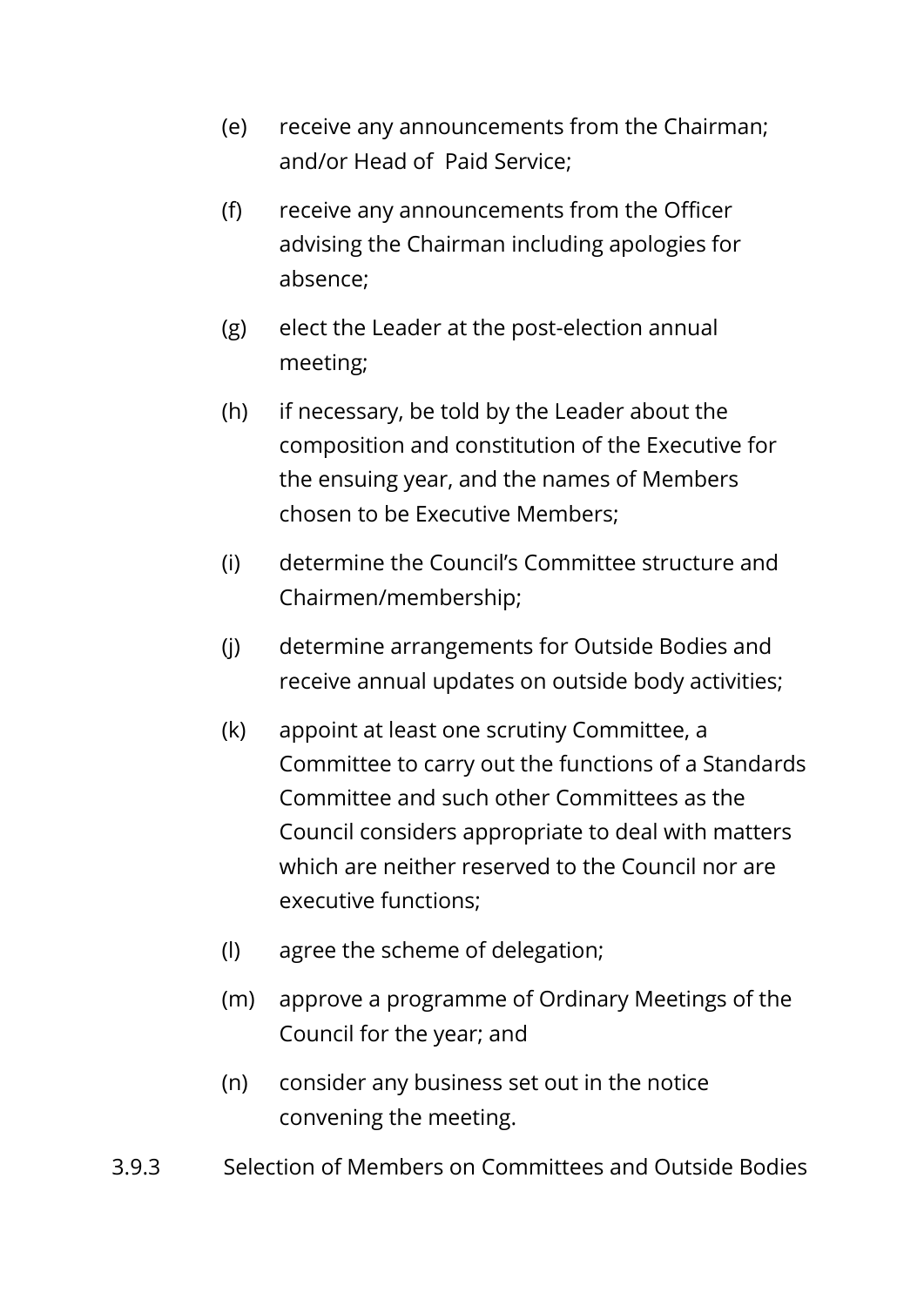(e) receive any announcements from the Chairman; and/or Head of Paid Service;

(f) receive any announcements from the Officer advising the Chairman including apologies for absence;

(g) elect the Leader at the post-election annual meeting;

(h) if necessary, be told by the Leader about the composition and constitution of the Executive for the ensuing year, and the names of Members chosen to be Executive Members;

(i) determine the Council's Committee structure and Chairmen/membership;

(j) determine arrangements for Outside Bodies and receive annual updates on outside body activities;

(k) appoint at least one scrutiny Committee, a Committee to carry out the functions of a Standards Committee and such other Committees as the Council considers appropriate to deal with matters which are neither reserved to the Council nor are executive functions;

(l) agree the scheme of delegation;

(m) approve a programme of Ordinary Meetings of the Council for the year; and

(n) consider any business set out in the notice convening the meeting.

3.9.3 Selection of Members on Committees and Outside Bodies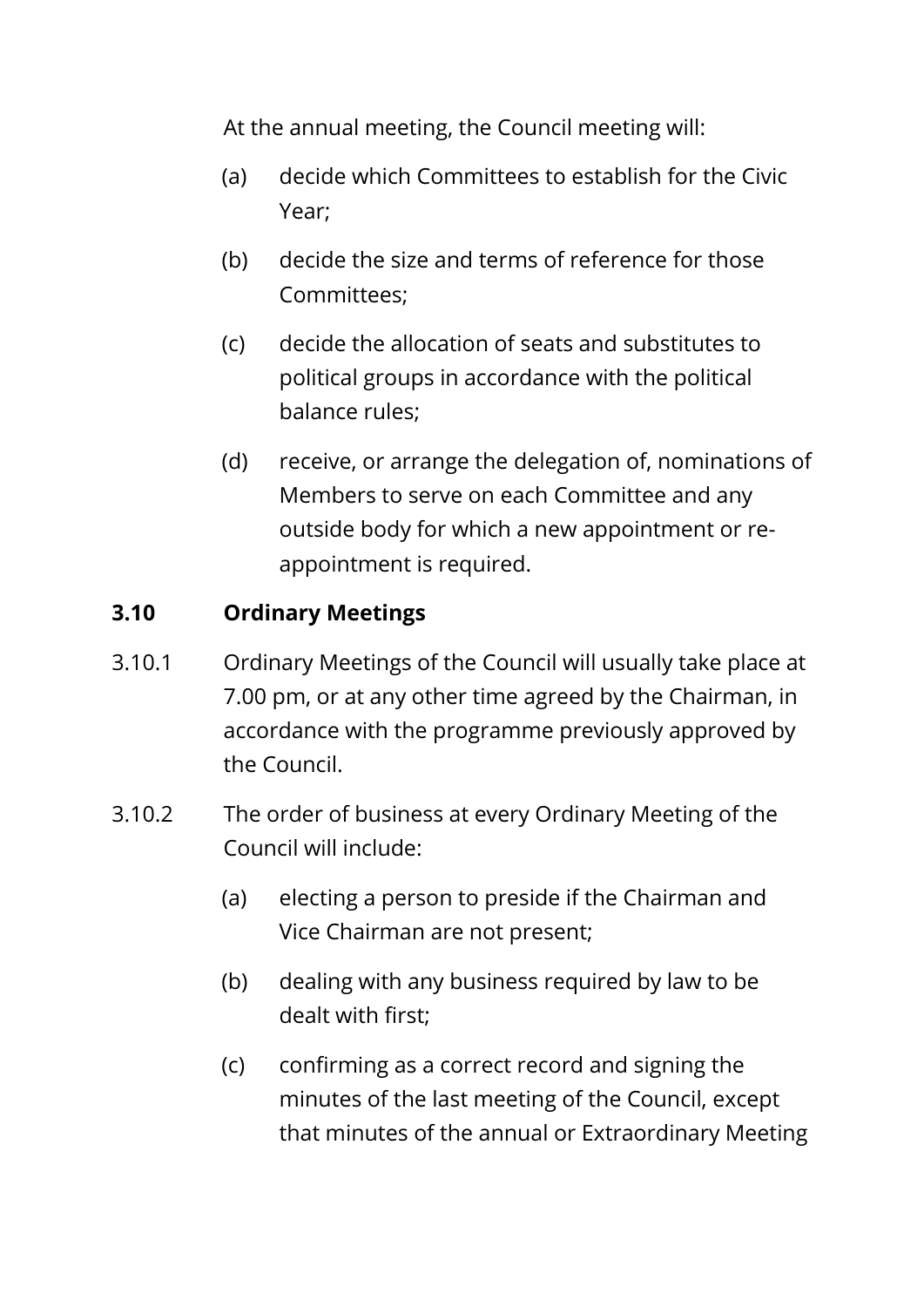At the annual meeting, the Council meeting will:

(a) decide which Committees to establish for the Civic Year;

(b) decide the size and terms of reference for those Committees;

(c) decide the allocation of seats and substitutes to political groups in accordance with the political balance rules;

(d) receive, or arrange the delegation of, nominations of Members to serve on each Committee and any outside body for which a new appointment or re-appointment is required.

## 3.10 Ordinary Meetings

3.10.1 Ordinary Meetings of the Council will usually take place at 7.00 pm, or at any other time agreed by the Chairman, in accordance with the programme previously approved by the Council.

3.10.2 The order of business at every Ordinary Meeting of the Council will include:

(a) electing a person to preside if the Chairman and Vice Chairman are not present;

(b) dealing with any business required by law to be dealt with first;

(c) confirming as a correct record and signing the minutes of the last meeting of the Council, except that minutes of the annual or Extraordinary Meeting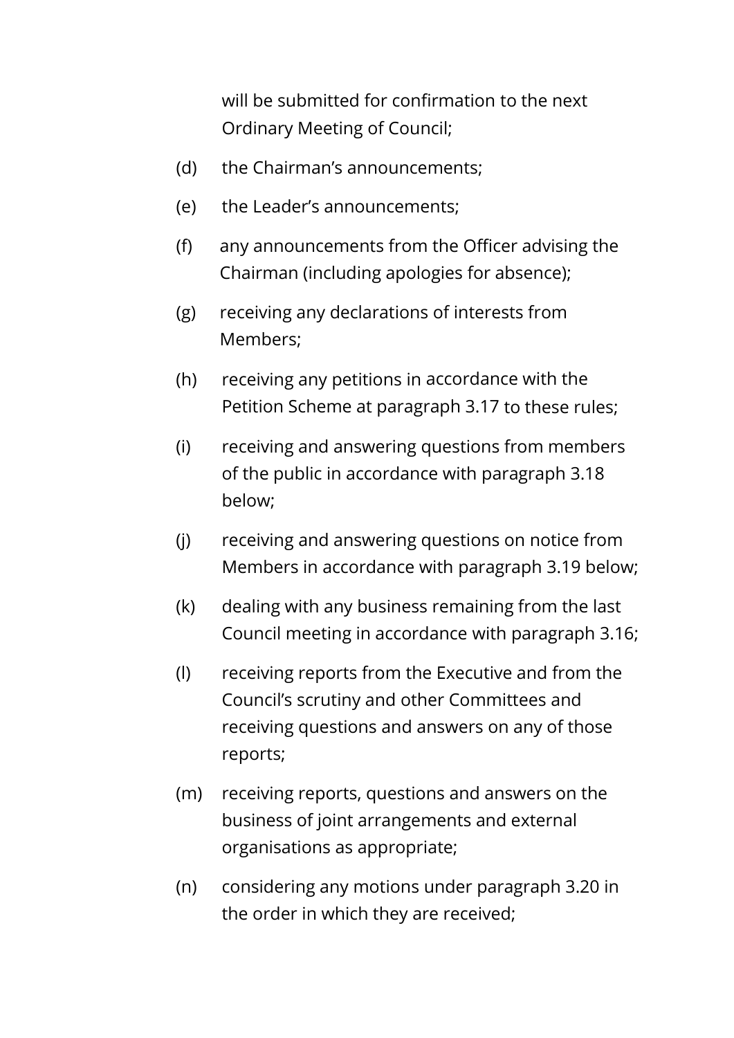will be submitted for confirmation to the next Ordinary Meeting of Council;

(d) the Chairman’s announcements;

(e) the Leader’s announcements;

(f) any announcements from the Officer advising the Chairman (including apologies for absence);

(g) receiving any declarations of interests from Members;

(h) receiving any petitions in accordance with the Petition Scheme at paragraph 3.17 to these rules;

(i) receiving and answering questions from members of the public in accordance with paragraph 3.18 below;

(j) receiving and answering questions on notice from Members in accordance with paragraph 3.19 below;

(k) dealing with any business remaining from the last Council meeting in accordance with paragraph 3.16;

(l) receiving reports from the Executive and from the Council’s scrutiny and other Committees and receiving questions and answers on any of those reports;

(m) receiving reports, questions and answers on the business of joint arrangements and external organisations as appropriate;

(n) considering any motions under paragraph 3.20 in the order in which they are received;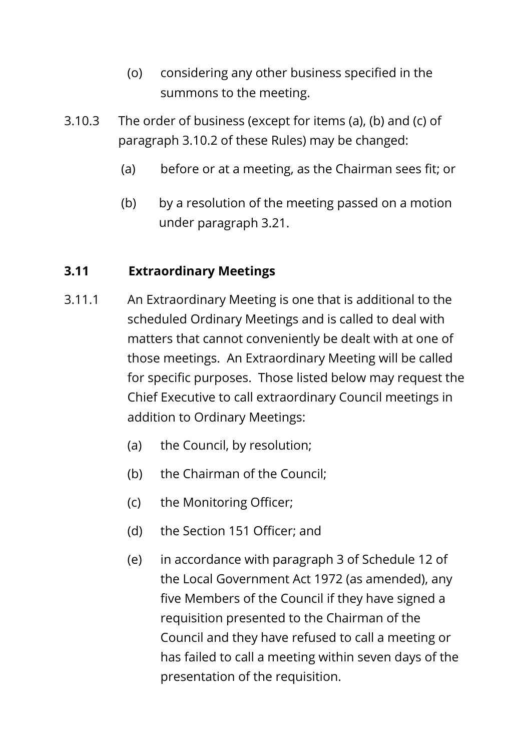(o) considering any other business specified in the summons to the meeting.

3.10.3 The order of business (except for items (a), (b) and (c) of paragraph 3.10.2 of these Rules) may be changed:

(a) before or at a meeting, as the Chairman sees fit; or

(b) by a resolution of the meeting passed on a motion under paragraph 3.21.

### 3.11 Extraordinary Meetings

3.11.1 An Extraordinary Meeting is one that is additional to the scheduled Ordinary Meetings and is called to deal with matters that cannot conveniently be dealt with at one of those meetings. An Extraordinary Meeting will be called for specific purposes. Those listed below may request the Chief Executive to call extraordinary Council meetings in addition to Ordinary Meetings:

(a) the Council, by resolution;

(b) the Chairman of the Council;

(c) the Monitoring Officer;

(d) the Section 151 Officer; and

(e) in accordance with paragraph 3 of Schedule 12 of the Local Government Act 1972 (as amended), any five Members of the Council if they have signed a requisition presented to the Chairman of the Council and they have refused to call a meeting or has failed to call a meeting within seven days of the presentation of the requisition.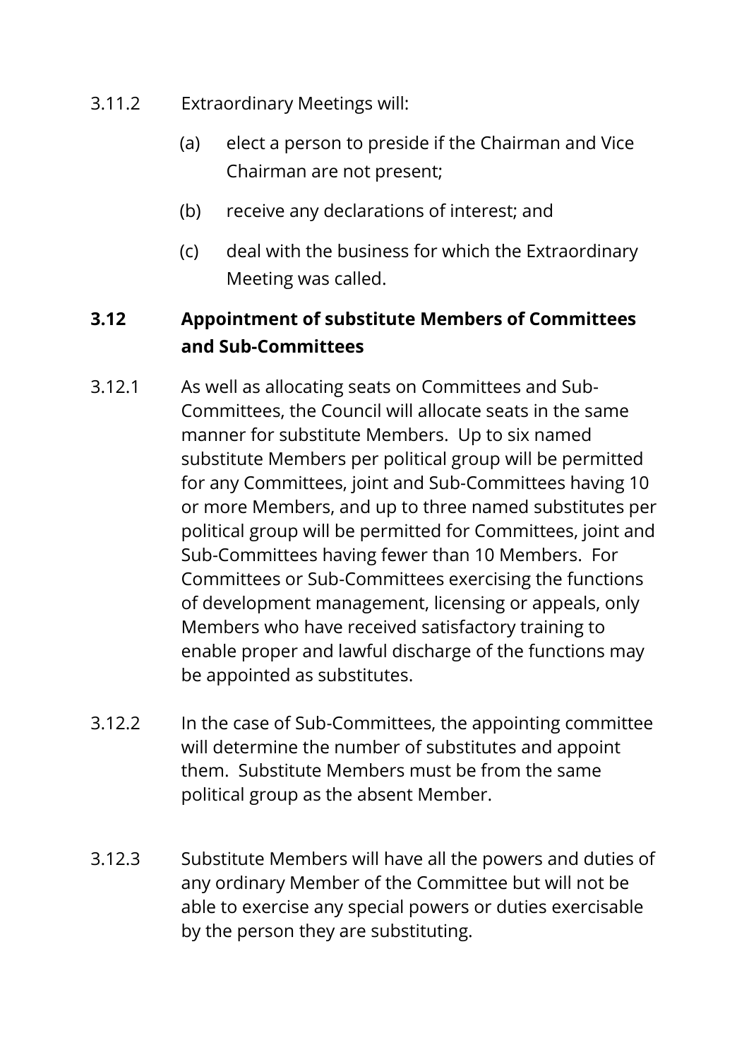3.11.2 Extraordinary Meetings will:

(a) elect a person to preside if the Chairman and Vice Chairman are not present;

(b) receive any declarations of interest; and

(c) deal with the business for which the Extraordinary Meeting was called.

### 3.12 Appointment of substitute Members of Committees and Sub-Committees

3.12.1 As well as allocating seats on Committees and Sub-Committees, the Council will allocate seats in the same manner for substitute Members. Up to six named substitute Members per political group will be permitted for any Committees, joint and Sub-Committees having 10 or more Members, and up to three named substitutes per political group will be permitted for Committees, joint and Sub-Committees having fewer than 10 Members. For Committees or Sub-Committees exercising the functions of development management, licensing or appeals, only Members who have received satisfactory training to enable proper and lawful discharge of the functions may be appointed as substitutes.

3.12.2 In the case of Sub-Committees, the appointing committee will determine the number of substitutes and appoint them. Substitute Members must be from the same political group as the absent Member.

3.12.3 Substitute Members will have all the powers and duties of any ordinary Member of the Committee but will not be able to exercise any special powers or duties exercisable by the person they are substituting.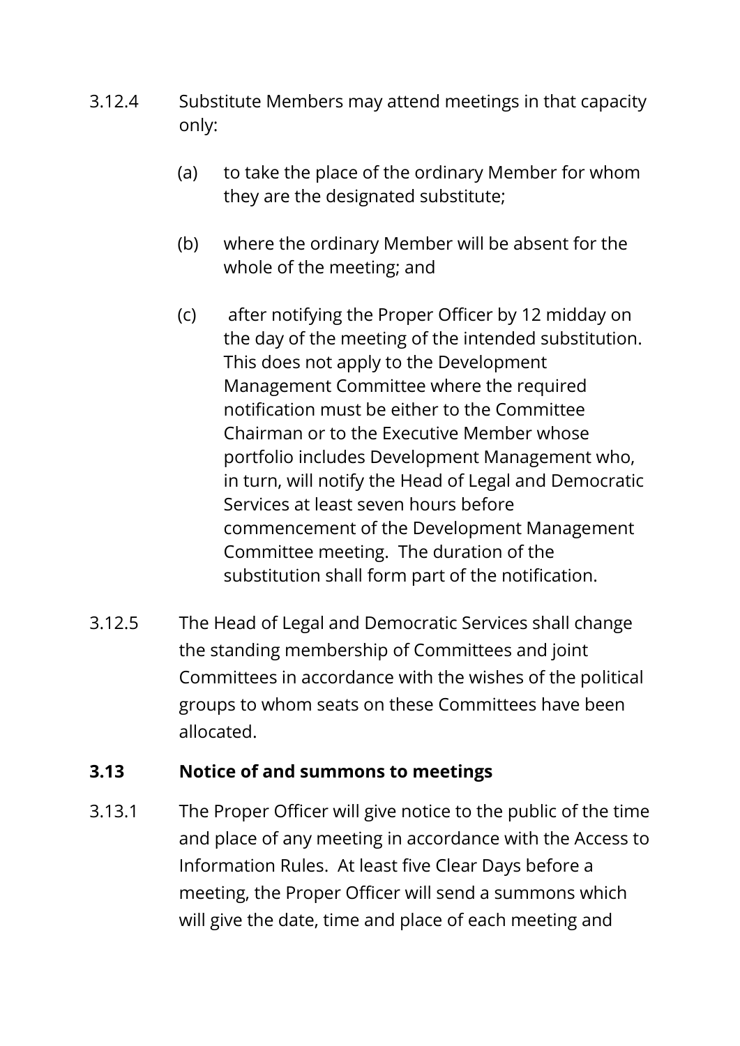3.12.4 Substitute Members may attend meetings in that capacity only:

(a) to take the place of the ordinary Member for whom they are the designated substitute;

(b) where the ordinary Member will be absent for the whole of the meeting; and

(c) after notifying the Proper Officer by 12 midday on the day of the meeting of the intended substitution. This does not apply to the Development Management Committee where the required notification must be either to the Committee Chairman or to the Executive Member whose portfolio includes Development Management who, in turn, will notify the Head of Legal and Democratic Services at least seven hours before commencement of the Development Management Committee meeting. The duration of the substitution shall form part of the notification.

3.12.5 The Head of Legal and Democratic Services shall change the standing membership of Committees and joint Committees in accordance with the wishes of the political groups to whom seats on these Committees have been allocated.

### 3.13 Notice of and summons to meetings

3.13.1 The Proper Officer will give notice to the public of the time and place of any meeting in accordance with the Access to Information Rules. At least five Clear Days before a meeting, the Proper Officer will send a summons which will give the date, time and place of each meeting and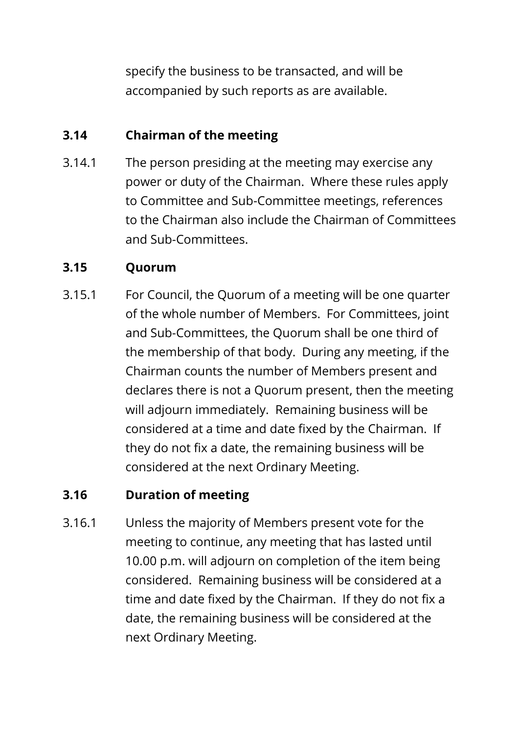specify the business to be transacted, and will be accompanied by such reports as are available.

### 3.14 Chairman of the meeting

3.14.1 The person presiding at the meeting may exercise any power or duty of the Chairman. Where these rules apply to Committee and Sub-Committee meetings, references to the Chairman also include the Chairman of Committees and Sub-Committees.

### 3.15 Quorum

3.15.1 For Council, the Quorum of a meeting will be one quarter of the whole number of Members. For Committees, joint and Sub-Committees, the Quorum shall be one third of the membership of that body. During any meeting, if the Chairman counts the number of Members present and declares there is not a Quorum present, then the meeting will adjourn immediately. Remaining business will be considered at a time and date fixed by the Chairman. If they do not fix a date, the remaining business will be considered at the next Ordinary Meeting.

### 3.16 Duration of meeting

3.16.1 Unless the majority of Members present vote for the meeting to continue, any meeting that has lasted until 10.00 p.m. will adjourn on completion of the item being considered. Remaining business will be considered at a time and date fixed by the Chairman. If they do not fix a date, the remaining business will be considered at the next Ordinary Meeting.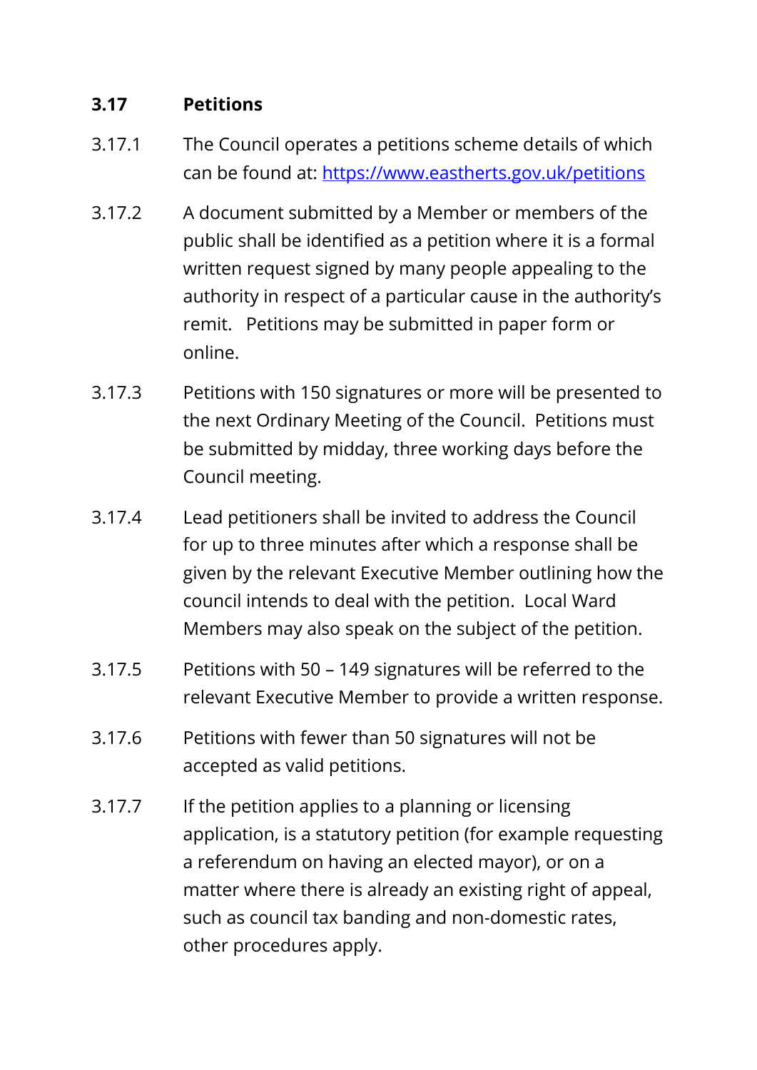### 3.17 Petitions

3.17.1 The Council operates a petitions scheme details of which can be found at: [https://www.eastherts.gov.uk/petitions](https://www.eastherts.gov.uk/petitions)

3.17.2 A document submitted by a Member or members of the public shall be identified as a petition where it is a formal written request signed by many people appealing to the authority in respect of a particular cause in the authority's remit. Petitions may be submitted in paper form or online.

3.17.3 Petitions with 150 signatures or more will be presented to the next Ordinary Meeting of the Council. Petitions must be submitted by midday, three working days before the Council meeting.

3.17.4 Lead petitioners shall be invited to address the Council for up to three minutes after which a response shall be given by the relevant Executive Member outlining how the council intends to deal with the petition. Local Ward Members may also speak on the subject of the petition.

3.17.5 Petitions with 50 – 149 signatures will be referred to the relevant Executive Member to provide a written response.

3.17.6 Petitions with fewer than 50 signatures will not be accepted as valid petitions.

3.17.7 If the petition applies to a planning or licensing application, is a statutory petition (for example requesting a referendum on having an elected mayor), or on a matter where there is already an existing right of appeal, such as council tax banding and non-domestic rates, other procedures apply.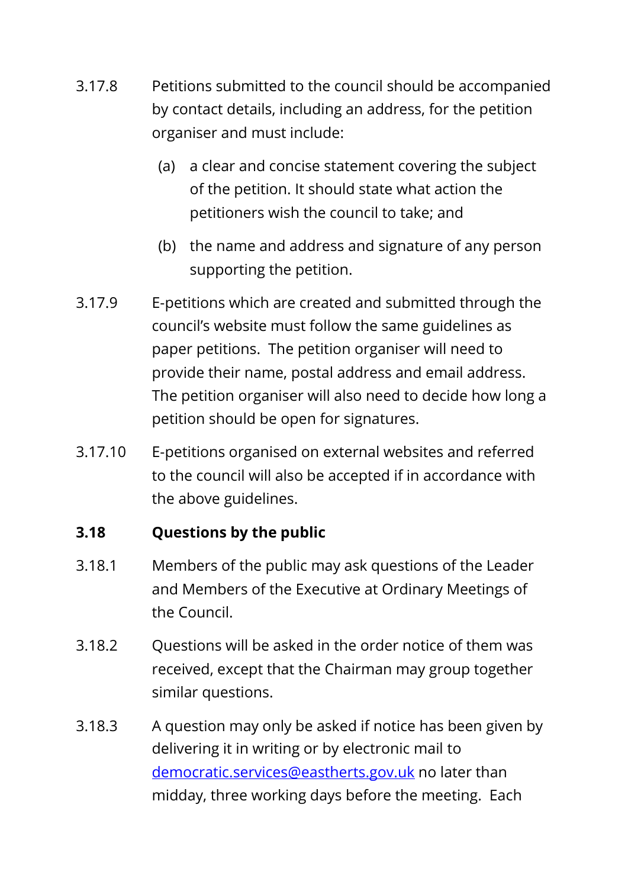3.17.8 Petitions submitted to the council should be accompanied by contact details, including an address, for the petition organiser and must include:

(a) a clear and concise statement covering the subject of the petition. It should state what action the petitioners wish the council to take; and

(b) the name and address and signature of any person supporting the petition.

3.17.9 E-petitions which are created and submitted through the council's website must follow the same guidelines as paper petitions. The petition organiser will need to provide their name, postal address and email address. The petition organiser will also need to decide how long a petition should be open for signatures.

3.17.10 E-petitions organised on external websites and referred to the council will also be accepted if in accordance with the above guidelines.

## 3.18 Questions by the public

3.18.1 Members of the public may ask questions of the Leader and Members of the Executive at Ordinary Meetings of the Council.

3.18.2 Questions will be asked in the order notice of them was received, except that the Chairman may group together similar questions.

3.18.3 A question may only be asked if notice has been given by delivering it in writing or by electronic mail to democratic.services@eastherts.gov.uk no later than midday, three working days before the meeting. Each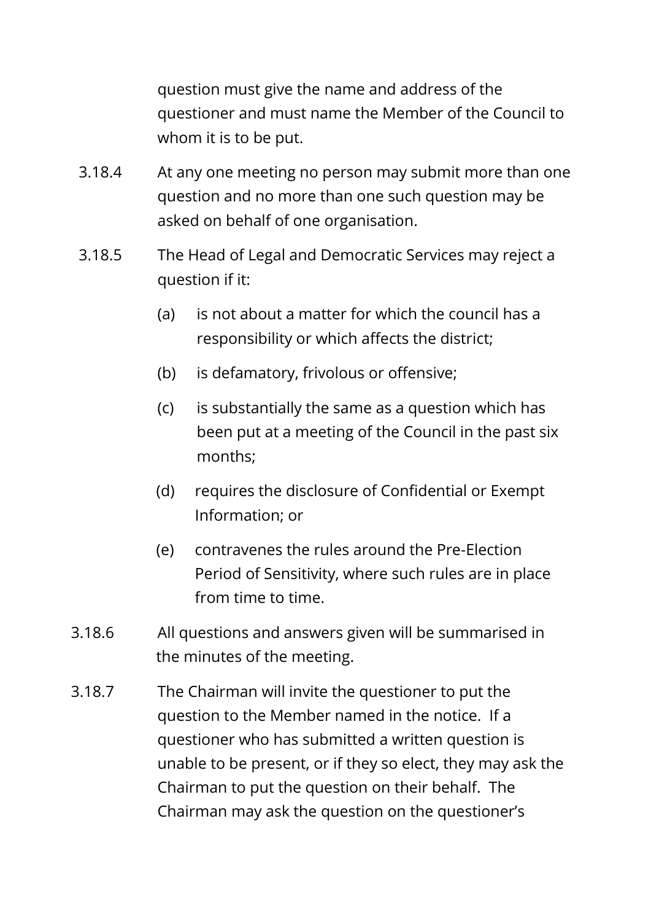question must give the name and address of the questioner and must name the Member of the Council to whom it is to be put.

3.18.4 At any one meeting no person may submit more than one question and no more than one such question may be asked on behalf of one organisation.

3.18.5 The Head of Legal and Democratic Services may reject a question if it:

(a) is not about a matter for which the council has a responsibility or which affects the district;

(b) is defamatory, frivolous or offensive;

(c) is substantially the same as a question which has been put at a meeting of the Council in the past six months;

(d) requires the disclosure of Confidential or Exempt Information; or

(e) contravenes the rules around the Pre-Election Period of Sensitivity, where such rules are in place from time to time.

3.18.6 All questions and answers given will be summarised in the minutes of the meeting.

3.18.7 The Chairman will invite the questioner to put the question to the Member named in the notice. If a questioner who has submitted a written question is unable to be present, or if they so elect, they may ask the Chairman to put the question on their behalf. The Chairman may ask the question on the questioner's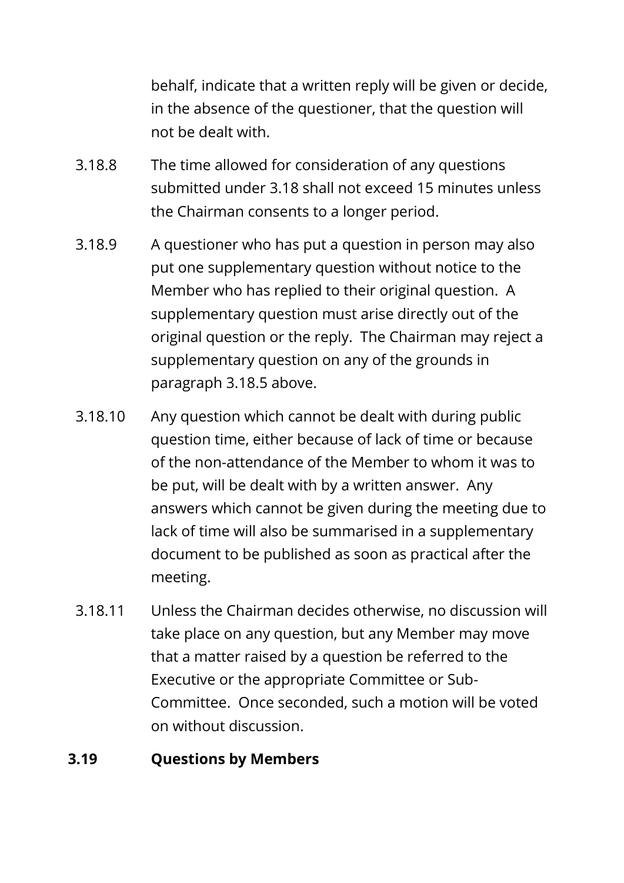behalf, indicate that a written reply will be given or decide, in the absence of the questioner, that the question will not be dealt with.

3.18.8 The time allowed for consideration of any questions submitted under 3.18 shall not exceed 15 minutes unless the Chairman consents to a longer period.

3.18.9 A questioner who has put a question in person may also put one supplementary question without notice to the Member who has replied to their original question. A supplementary question must arise directly out of the original question or the reply. The Chairman may reject a supplementary question on any of the grounds in paragraph 3.18.5 above.

3.18.10 Any question which cannot be dealt with during public question time, either because of lack of time or because of the non-attendance of the Member to whom it was to be put, will be dealt with by a written answer. Any answers which cannot be given during the meeting due to lack of time will also be summarised in a supplementary document to be published as soon as practical after the meeting.

3.18.11 Unless the Chairman decides otherwise, no discussion will take place on any question, but any Member may move that a matter raised by a question be referred to the Executive or the appropriate Committee or Sub-Committee. Once seconded, such a motion will be voted on without discussion.

**3.19 Questions by Members**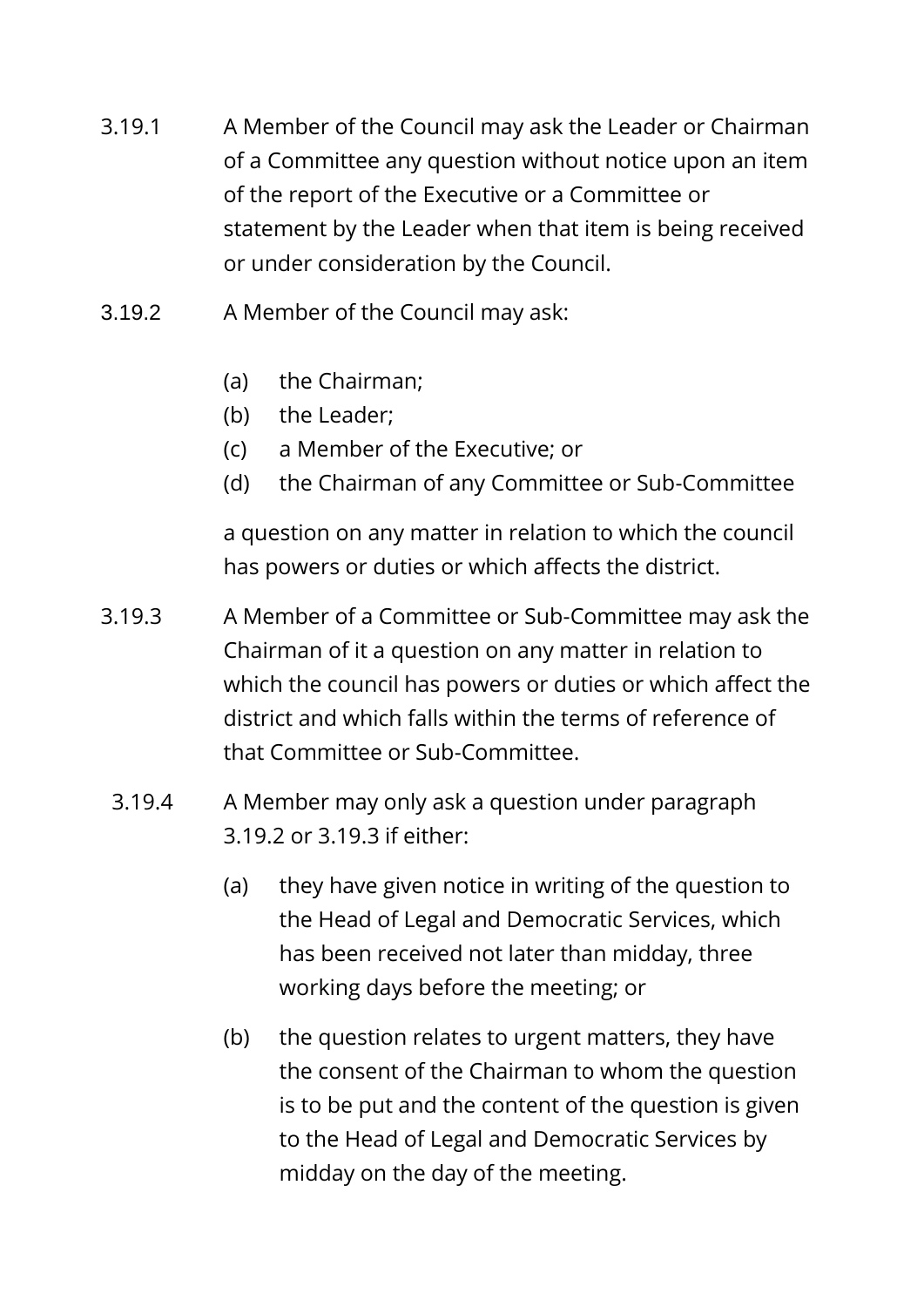3.19.1 A Member of the Council may ask the Leader or Chairman of a Committee any question without notice upon an item of the report of the Executive or a Committee or statement by the Leader when that item is being received or under consideration by the Council.

3.19.2 A Member of the Council may ask:

- (a) the Chairman;
- (b) the Leader;
- (c) a Member of the Executive; or
- (d) the Chairman of any Committee or Sub-Committee

a question on any matter in relation to which the council has powers or duties or which affects the district.

3.19.3 A Member of a Committee or Sub-Committee may ask the Chairman of it a question on any matter in relation to which the council has powers or duties or which affect the district and which falls within the terms of reference of that Committee or Sub-Committee.

3.19.4 A Member may only ask a question under paragraph 3.19.2 or 3.19.3 if either:

- (a) they have given notice in writing of the question to the Head of Legal and Democratic Services, which has been received not later than midday, three working days before the meeting; or

- (b) the question relates to urgent matters, they have the consent of the Chairman to whom the question is to be put and the content of the question is given to the Head of Legal and Democratic Services by midday on the day of the meeting.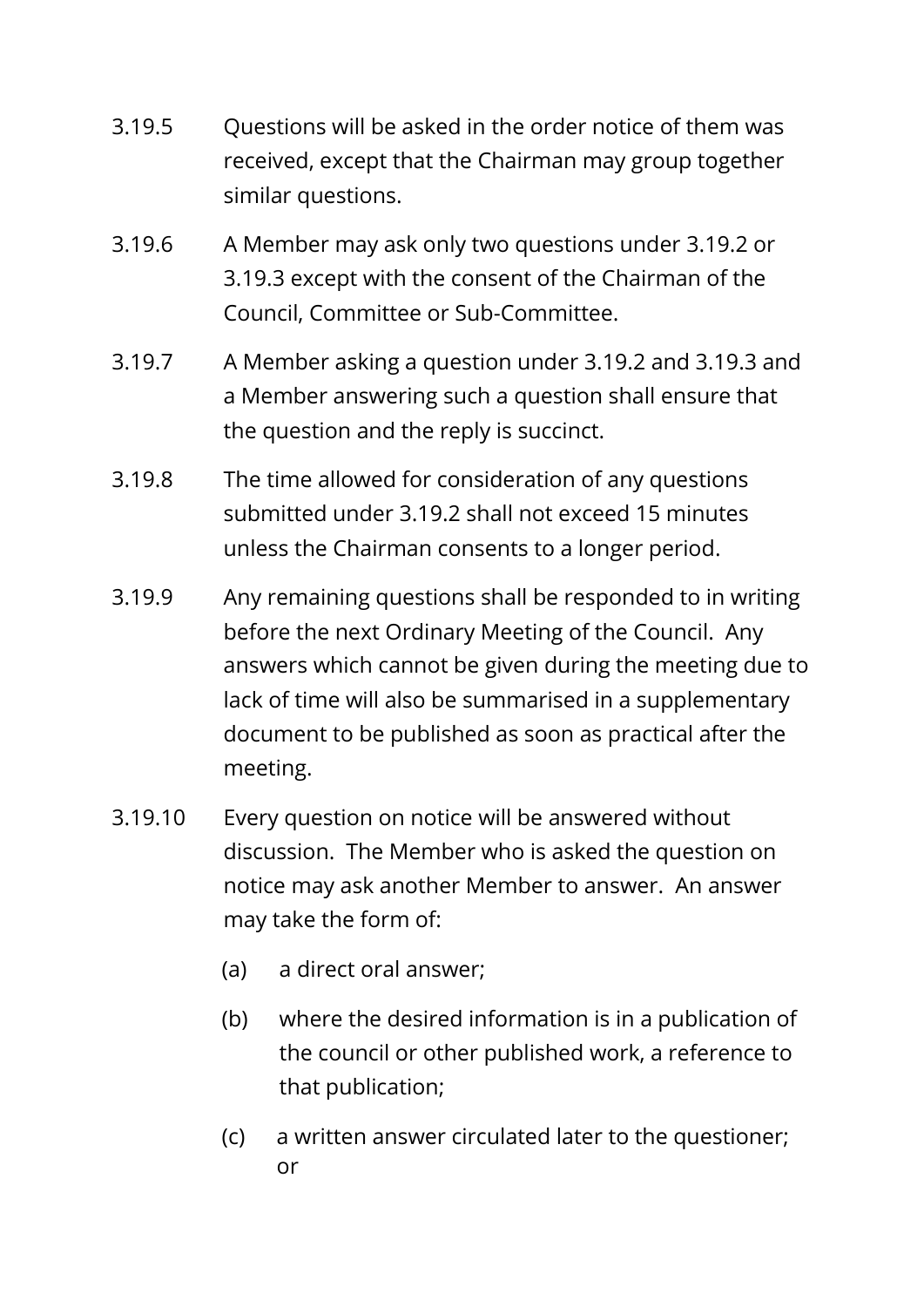3.19.5 Questions will be asked in the order notice of them was received, except that the Chairman may group together similar questions.

3.19.6 A Member may ask only two questions under 3.19.2 or 3.19.3 except with the consent of the Chairman of the Council, Committee or Sub-Committee.

3.19.7 A Member asking a question under 3.19.2 and 3.19.3 and a Member answering such a question shall ensure that the question and the reply is succinct.

3.19.8 The time allowed for consideration of any questions submitted under 3.19.2 shall not exceed 15 minutes unless the Chairman consents to a longer period.

3.19.9 Any remaining questions shall be responded to in writing before the next Ordinary Meeting of the Council. Any answers which cannot be given during the meeting due to lack of time will also be summarised in a supplementary document to be published as soon as practical after the meeting.

3.19.10 Every question on notice will be answered without discussion. The Member who is asked the question on notice may ask another Member to answer. An answer may take the form of:

(a) a direct oral answer;

(b) where the desired information is in a publication of the council or other published work, a reference to that publication;

(c) a written answer circulated later to the questioner; or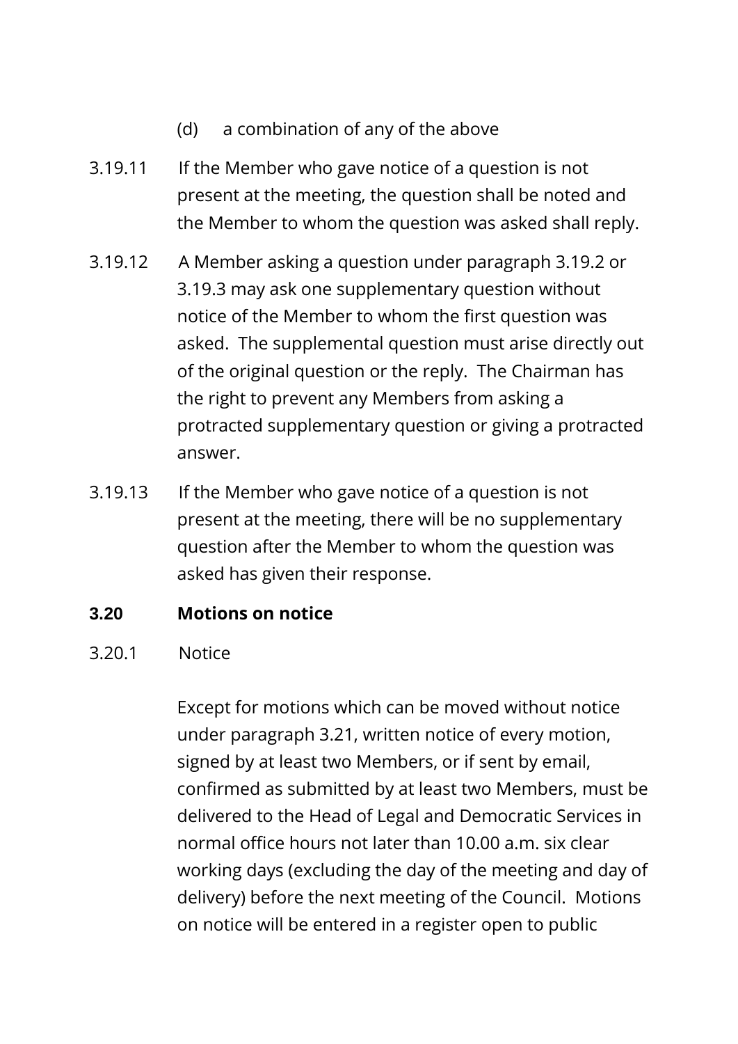(d) a combination of any of the above

3.19.11 If the Member who gave notice of a question is not present at the meeting, the question shall be noted and the Member to whom the question was asked shall reply.

3.19.12 A Member asking a question under paragraph 3.19.2 or 3.19.3 may ask one supplementary question without notice of the Member to whom the first question was asked. The supplemental question must arise directly out of the original question or the reply. The Chairman has the right to prevent any Members from asking a protracted supplementary question or giving a protracted answer.

3.19.13 If the Member who gave notice of a question is not present at the meeting, there will be no supplementary question after the Member to whom the question was asked has given their response.

**3.20 Motions on notice**

3.20.1 Notice

Except for motions which can be moved without notice under paragraph 3.21, written notice of every motion, signed by at least two Members, or if sent by email, confirmed as submitted by at least two Members, must be delivered to the Head of Legal and Democratic Services in normal office hours not later than 10.00 a.m. six clear working days (excluding the day of the meeting and day of delivery) before the next meeting of the Council. Motions on notice will be entered in a register open to public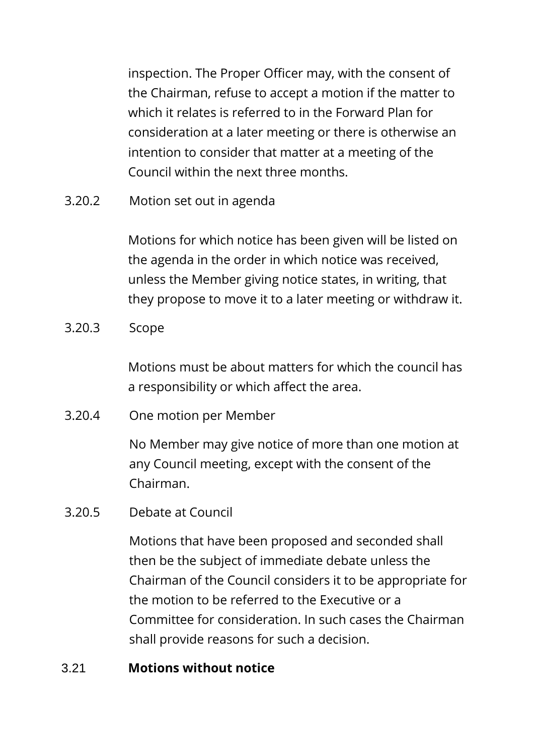inspection. The Proper Officer may, with the consent of the Chairman, refuse to accept a motion if the matter to which it relates is referred to in the Forward Plan for consideration at a later meeting or there is otherwise an intention to consider that matter at a meeting of the Council within the next three months.

3.20.2 Motion set out in agenda

Motions for which notice has been given will be listed on the agenda in the order in which notice was received, unless the Member giving notice states, in writing, that they propose to move it to a later meeting or withdraw it.

3.20.3 Scope

Motions must be about matters for which the council has a responsibility or which affect the area.

3.20.4 One motion per Member

No Member may give notice of more than one motion at any Council meeting, except with the consent of the Chairman.

3.20.5 Debate at Council

Motions that have been proposed and seconded shall then be the subject of immediate debate unless the Chairman of the Council considers it to be appropriate for the motion to be referred to the Executive or a Committee for consideration. In such cases the Chairman shall provide reasons for such a decision.

3.21 **Motions without notice**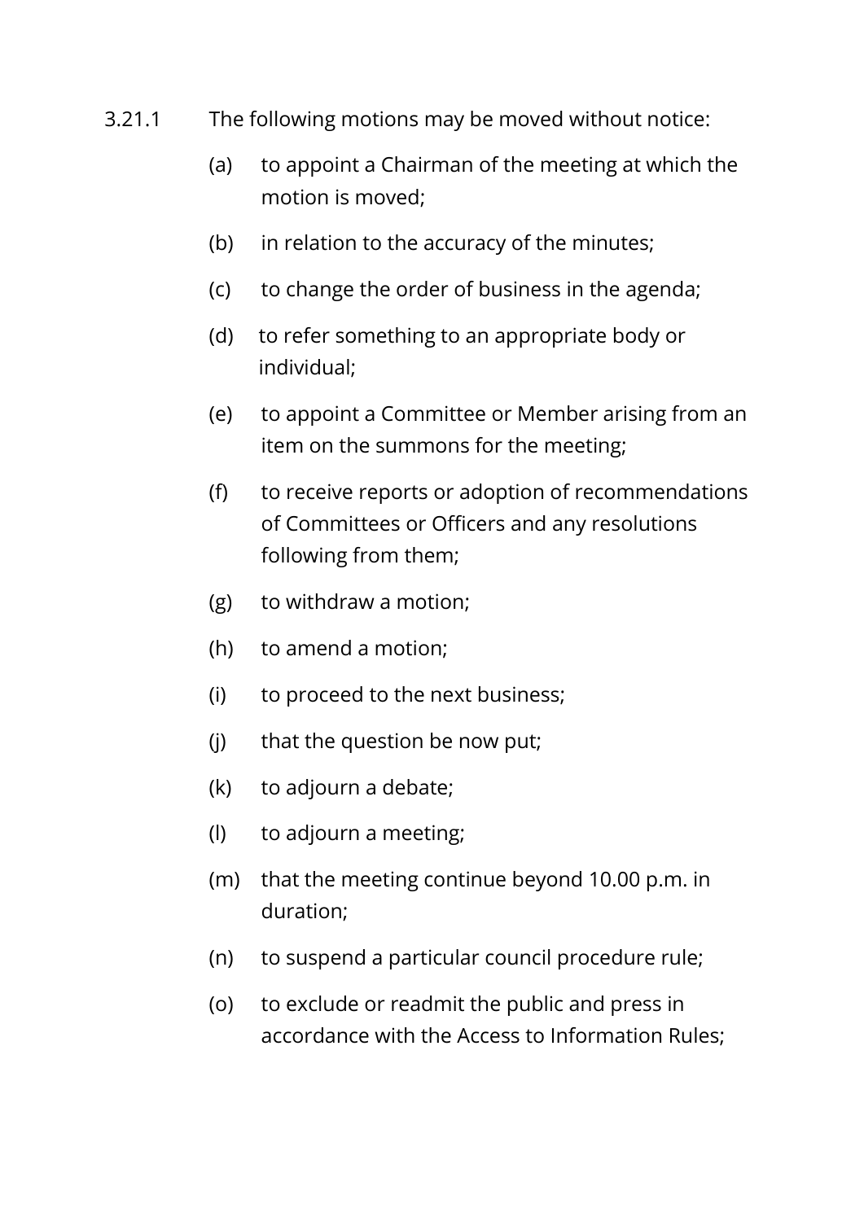3.21.1 The following motions may be moved without notice:

(a) to appoint a Chairman of the meeting at which the motion is moved;

(b) in relation to the accuracy of the minutes;

(c) to change the order of business in the agenda;

(d) to refer something to an appropriate body or individual;

(e) to appoint a Committee or Member arising from an item on the summons for the meeting;

(f) to receive reports or adoption of recommendations of Committees or Officers and any resolutions following from them;

(g) to withdraw a motion;

(h) to amend a motion;

(i) to proceed to the next business;

(j) that the question be now put;

(k) to adjourn a debate;

(l) to adjourn a meeting;

(m) that the meeting continue beyond 10.00 p.m. in duration;

(n) to suspend a particular council procedure rule;

(o) to exclude or readmit the public and press in accordance with the Access to Information Rules;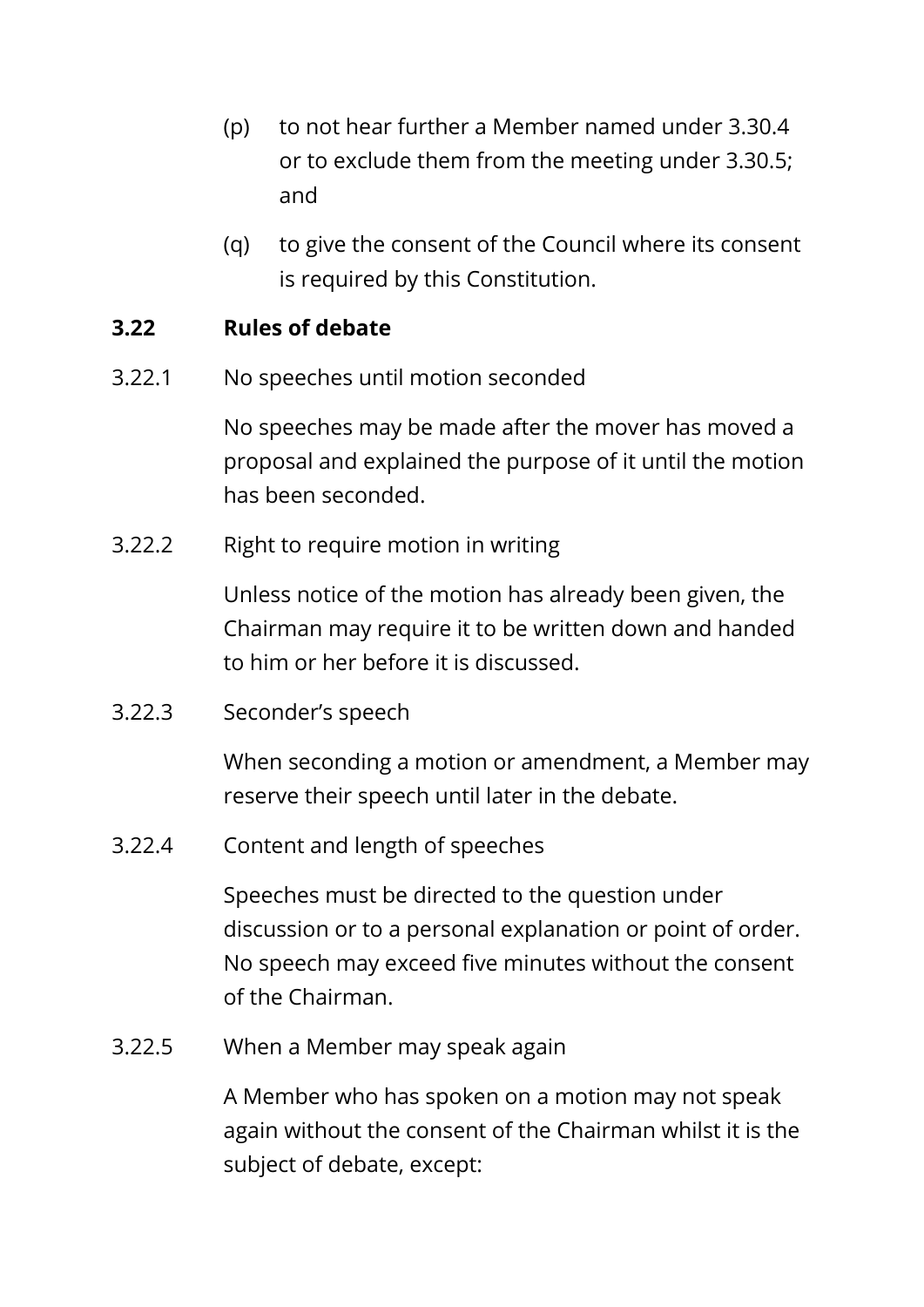(p) to not hear further a Member named under 3.30.4 or to exclude them from the meeting under 3.30.5; and

(q) to give the consent of the Council where its consent is required by this Constitution.

### 3.22 Rules of debate

3.22.1 No speeches until motion seconded

No speeches may be made after the mover has moved a proposal and explained the purpose of it until the motion has been seconded.

3.22.2 Right to require motion in writing

Unless notice of the motion has already been given, the Chairman may require it to be written down and handed to him or her before it is discussed.

3.22.3 Seconder's speech

When seconding a motion or amendment, a Member may reserve their speech until later in the debate.

3.22.4 Content and length of speeches

Speeches must be directed to the question under discussion or to a personal explanation or point of order. No speech may exceed five minutes without the consent of the Chairman.

3.22.5 When a Member may speak again

A Member who has spoken on a motion may not speak again without the consent of the Chairman whilst it is the subject of debate, except: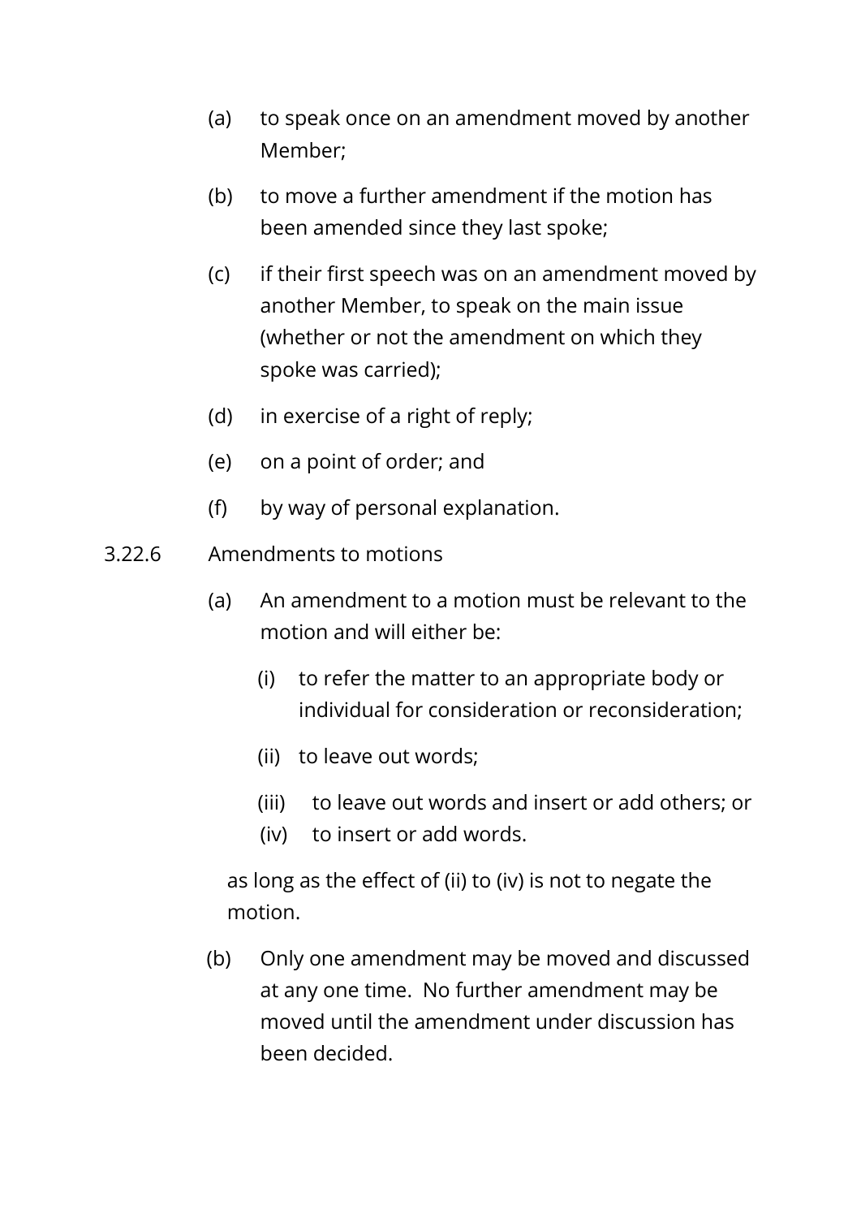(a) to speak once on an amendment moved by another Member;

(b) to move a further amendment if the motion has been amended since they last spoke;

(c) if their first speech was on an amendment moved by another Member, to speak on the main issue (whether or not the amendment on which they spoke was carried);

(d) in exercise of a right of reply;

(e) on a point of order; and

(f) by way of personal explanation.

3.22.6 Amendments to motions

(a) An amendment to a motion must be relevant to the motion and will either be:

  (i) to refer the matter to an appropriate body or individual for consideration or reconsideration;

  (ii) to leave out words;

  (iii) to leave out words and insert or add others; or

  (iv) to insert or add words.

as long as the effect of (ii) to (iv) is not to negate the motion.

(b) Only one amendment may be moved and discussed at any one time. No further amendment may be moved until the amendment under discussion has been decided.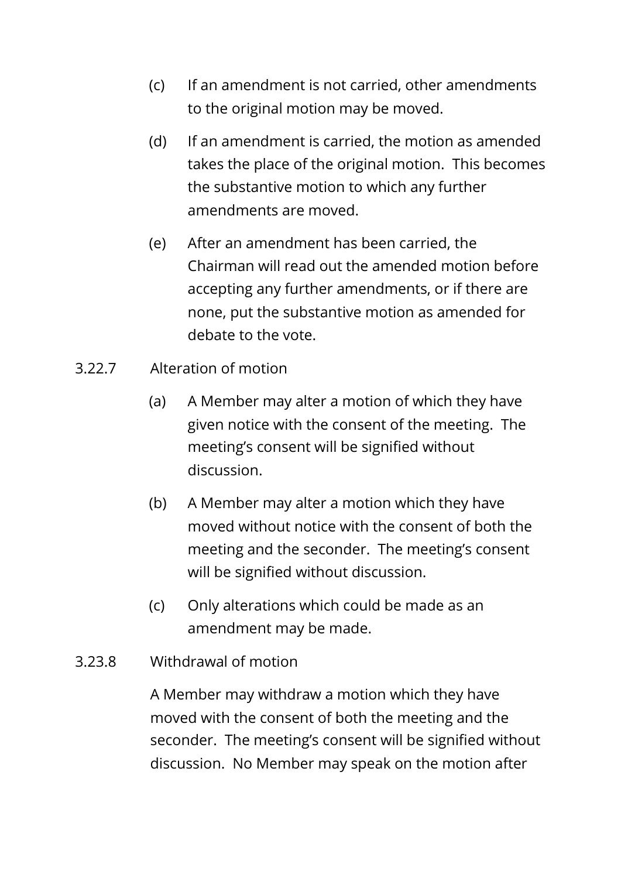(c) If an amendment is not carried, other amendments to the original motion may be moved.

(d) If an amendment is carried, the motion as amended takes the place of the original motion. This becomes the substantive motion to which any further amendments are moved.

(e) After an amendment has been carried, the Chairman will read out the amended motion before accepting any further amendments, or if there are none, put the substantive motion as amended for debate to the vote.

3.22.7 Alteration of motion

(a) A Member may alter a motion of which they have given notice with the consent of the meeting. The meeting's consent will be signified without discussion.

(b) A Member may alter a motion which they have moved without notice with the consent of both the meeting and the seconder. The meeting's consent will be signified without discussion.

(c) Only alterations which could be made as an amendment may be made.

3.23.8 Withdrawal of motion

A Member may withdraw a motion which they have moved with the consent of both the meeting and the seconder. The meeting's consent will be signified without discussion. No Member may speak on the motion after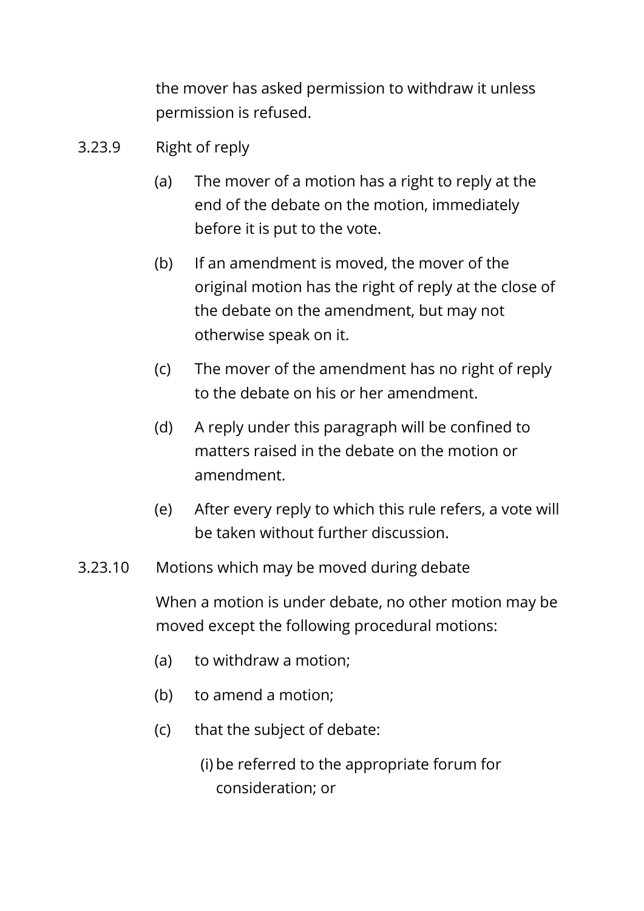the mover has asked permission to withdraw it unless permission is refused.

3.23.9 Right of reply

(a) The mover of a motion has a right to reply at the end of the debate on the motion, immediately before it is put to the vote.

(b) If an amendment is moved, the mover of the original motion has the right of reply at the close of the debate on the amendment, but may not otherwise speak on it.

(c) The mover of the amendment has no right of reply to the debate on his or her amendment.

(d) A reply under this paragraph will be confined to matters raised in the debate on the motion or amendment.

(e) After every reply to which this rule refers, a vote will be taken without further discussion.

3.23.10 Motions which may be moved during debate

When a motion is under debate, no other motion may be moved except the following procedural motions:

(a) to withdraw a motion;

(b) to amend a motion;

(c) that the subject of debate:

(i) be referred to the appropriate forum for consideration; or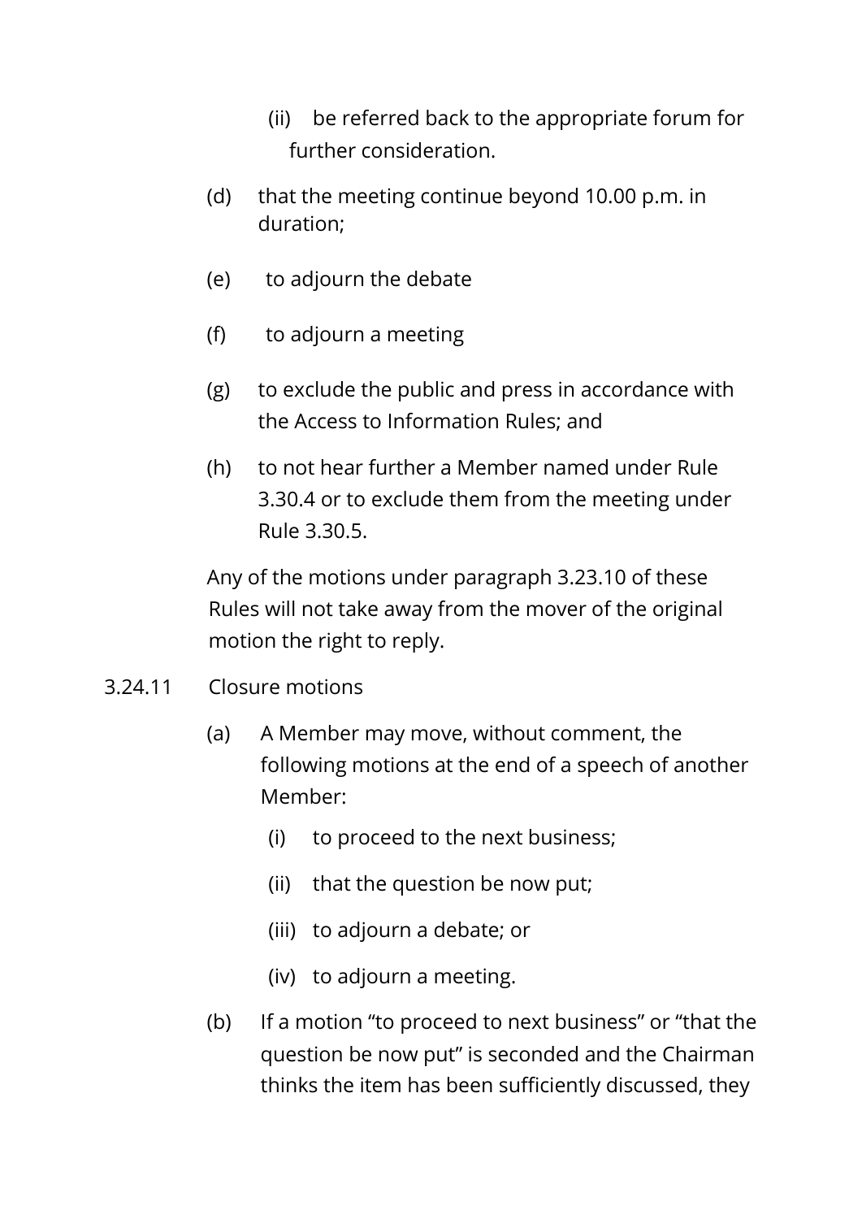(ii) be referred back to the appropriate forum for further consideration.

(d) that the meeting continue beyond 10.00 p.m. in duration;

(e) to adjourn the debate

(f) to adjourn a meeting

(g) to exclude the public and press in accordance with the Access to Information Rules; and

(h) to not hear further a Member named under Rule 3.30.4 or to exclude them from the meeting under Rule 3.30.5.

Any of the motions under paragraph 3.23.10 of these Rules will not take away from the mover of the original motion the right to reply.

3.24.11 Closure motions

(a) A Member may move, without comment, the following motions at the end of a speech of another Member:

    (i) to proceed to the next business;

    (ii) that the question be now put;

    (iii) to adjourn a debate; or

    (iv) to adjourn a meeting.

(b) If a motion "to proceed to next business" or "that the question be now put" is seconded and the Chairman thinks the item has been sufficiently discussed, they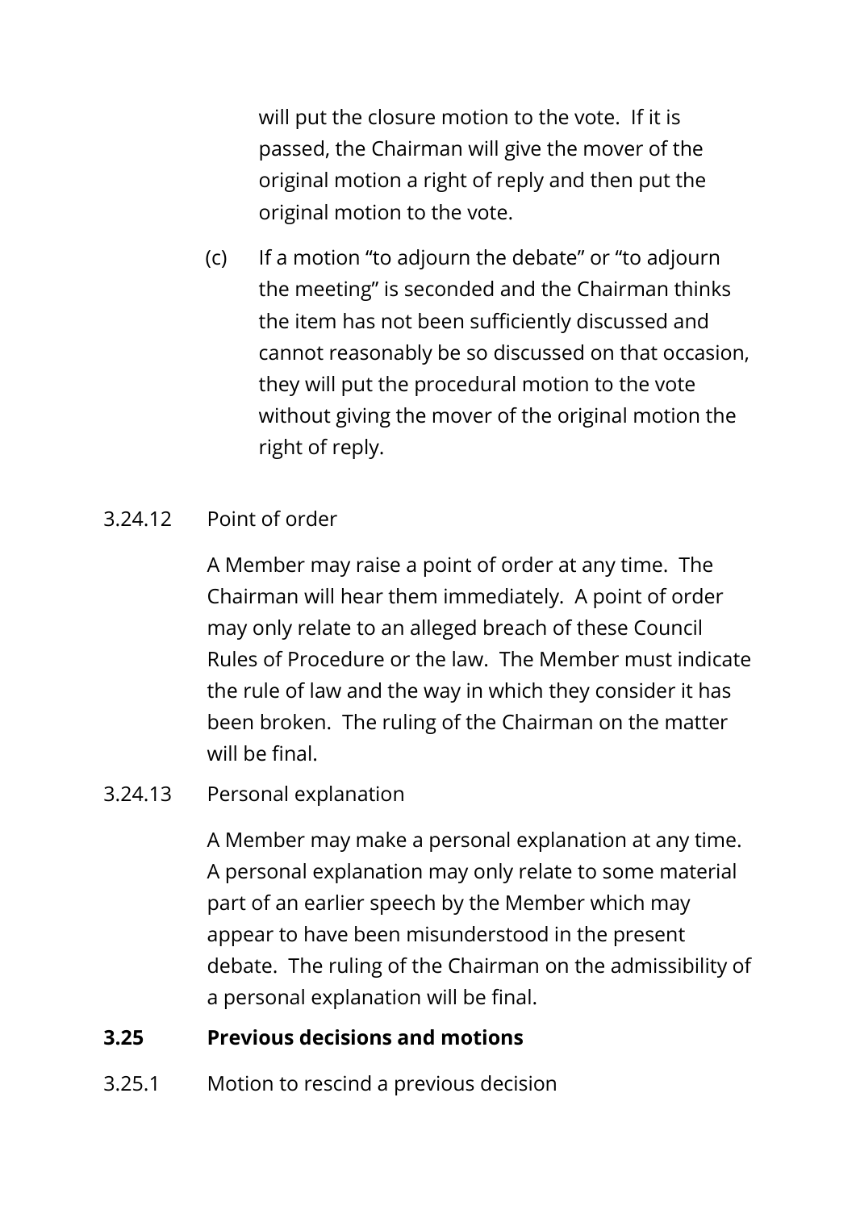will put the closure motion to the vote. If it is passed, the Chairman will give the mover of the original motion a right of reply and then put the original motion to the vote.

(c) If a motion "to adjourn the debate" or "to adjourn the meeting" is seconded and the Chairman thinks the item has not been sufficiently discussed and cannot reasonably be so discussed on that occasion, they will put the procedural motion to the vote without giving the mover of the original motion the right of reply.

3.24.12 Point of order

A Member may raise a point of order at any time. The Chairman will hear them immediately. A point of order may only relate to an alleged breach of these Council Rules of Procedure or the law. The Member must indicate the rule of law and the way in which they consider it has been broken. The ruling of the Chairman on the matter will be final.

3.24.13 Personal explanation

A Member may make a personal explanation at any time. A personal explanation may only relate to some material part of an earlier speech by the Member which may appear to have been misunderstood in the present debate. The ruling of the Chairman on the admissibility of a personal explanation will be final.

## 3.25 Previous decisions and motions

3.25.1 Motion to rescind a previous decision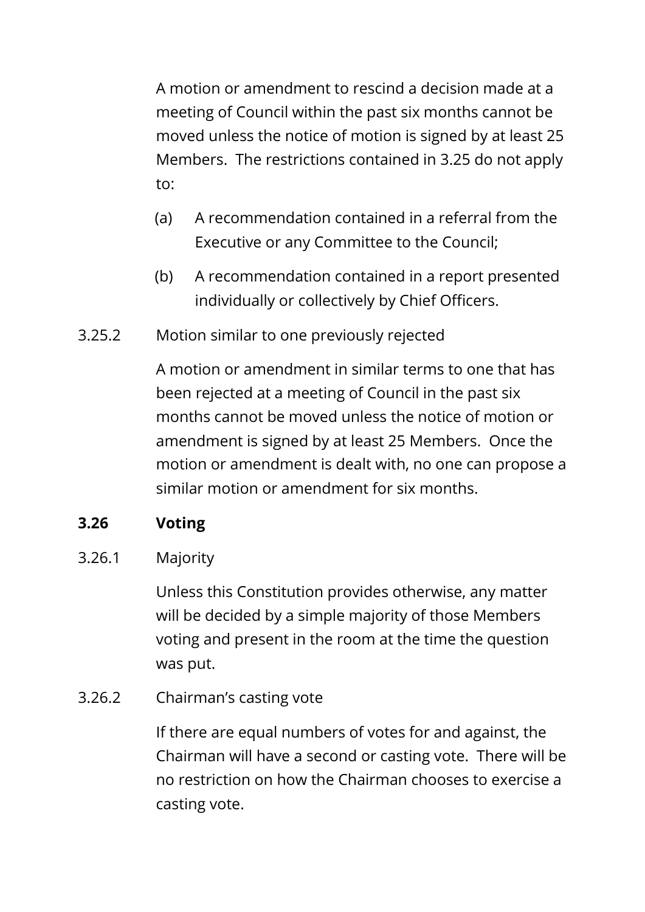A motion or amendment to rescind a decision made at a meeting of Council within the past six months cannot be moved unless the notice of motion is signed by at least 25 Members. The restrictions contained in 3.25 do not apply to:

(a) A recommendation contained in a referral from the Executive or any Committee to the Council;

(b) A recommendation contained in a report presented individually or collectively by Chief Officers.

3.25.2 Motion similar to one previously rejected

A motion or amendment in similar terms to one that has been rejected at a meeting of Council in the past six months cannot be moved unless the notice of motion or amendment is signed by at least 25 Members. Once the motion or amendment is dealt with, no one can propose a similar motion or amendment for six months.

### 3.26 Voting

3.26.1 Majority

Unless this Constitution provides otherwise, any matter will be decided by a simple majority of those Members voting and present in the room at the time the question was put.

3.26.2 Chairman's casting vote

If there are equal numbers of votes for and against, the Chairman will have a second or casting vote. There will be no restriction on how the Chairman chooses to exercise a casting vote.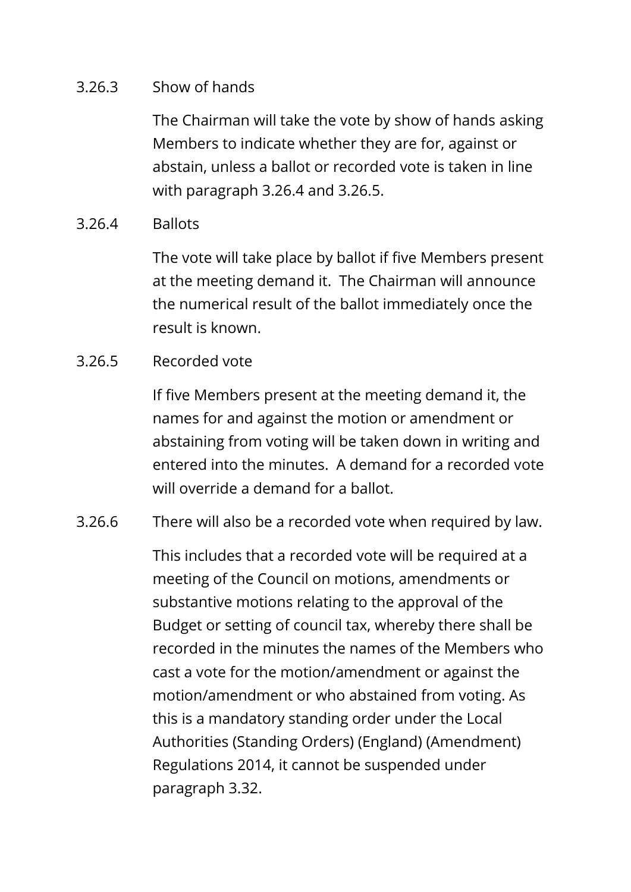3.26.3 Show of hands

The Chairman will take the vote by show of hands asking Members to indicate whether they are for, against or abstain, unless a ballot or recorded vote is taken in line with paragraph 3.26.4 and 3.26.5.

3.26.4 Ballots

The vote will take place by ballot if five Members present at the meeting demand it. The Chairman will announce the numerical result of the ballot immediately once the result is known.

3.26.5 Recorded vote

If five Members present at the meeting demand it, the names for and against the motion or amendment or abstaining from voting will be taken down in writing and entered into the minutes. A demand for a recorded vote will override a demand for a ballot.

3.26.6 There will also be a recorded vote when required by law.

This includes that a recorded vote will be required at a meeting of the Council on motions, amendments or substantive motions relating to the approval of the Budget or setting of council tax, whereby there shall be recorded in the minutes the names of the Members who cast a vote for the motion/amendment or against the motion/amendment or who abstained from voting. As this is a mandatory standing order under the Local Authorities (Standing Orders) (England) (Amendment) Regulations 2014, it cannot be suspended under paragraph 3.32.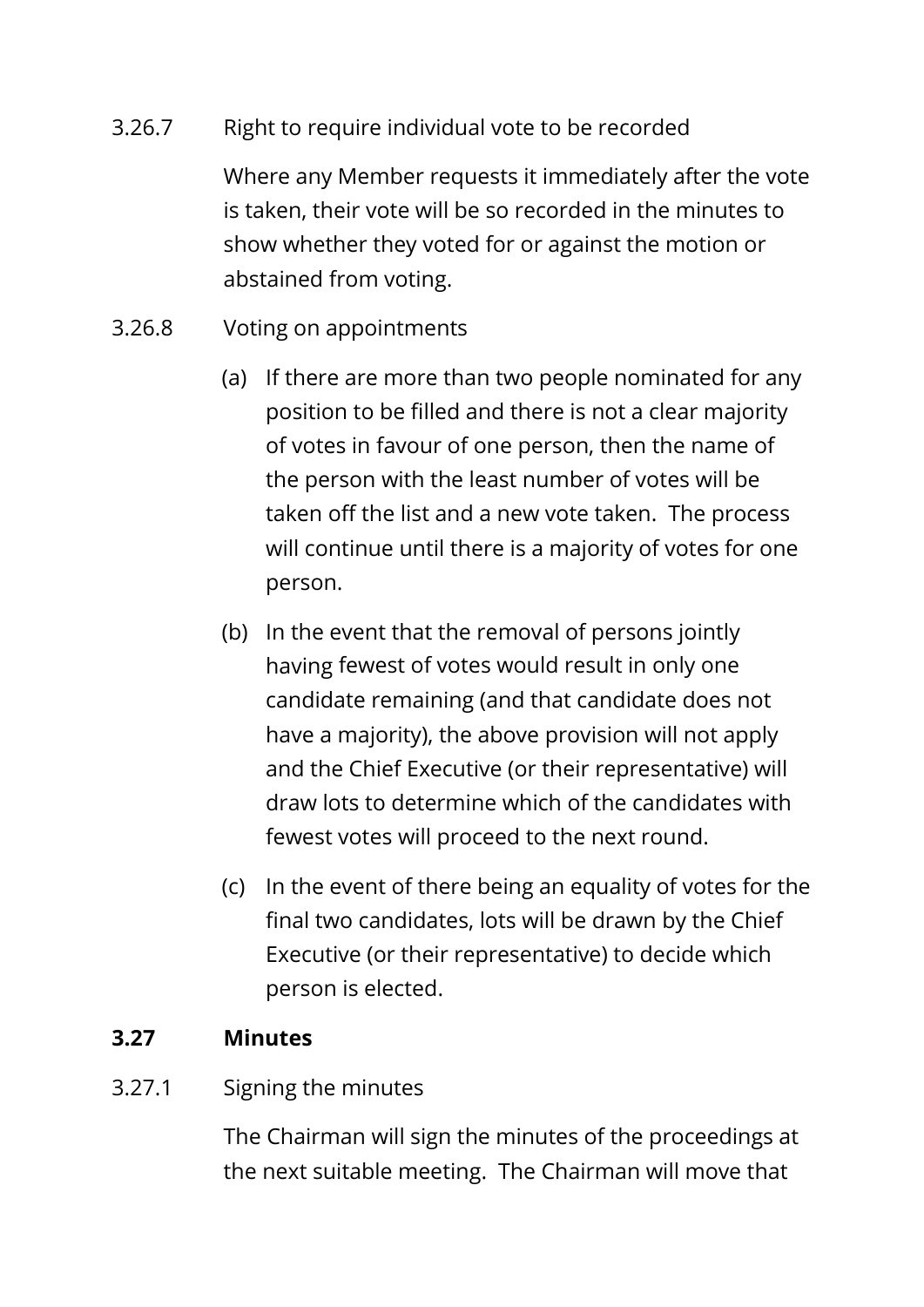3.26.7 Right to require individual vote to be recorded

Where any Member requests it immediately after the vote is taken, their vote will be so recorded in the minutes to show whether they voted for or against the motion or abstained from voting.

3.26.8 Voting on appointments

(a) If there are more than two people nominated for any position to be filled and there is not a clear majority of votes in favour of one person, then the name of the person with the least number of votes will be taken off the list and a new vote taken. The process will continue until there is a majority of votes for one person.

(b) In the event that the removal of persons jointly having fewest of votes would result in only one candidate remaining (and that candidate does not have a majority), the above provision will not apply and the Chief Executive (or their representative) will draw lots to determine which of the candidates with fewest votes will proceed to the next round.

(c) In the event of there being an equality of votes for the final two candidates, lots will be drawn by the Chief Executive (or their representative) to decide which person is elected.

## 3.27 Minutes

3.27.1 Signing the minutes

The Chairman will sign the minutes of the proceedings at the next suitable meeting. The Chairman will move that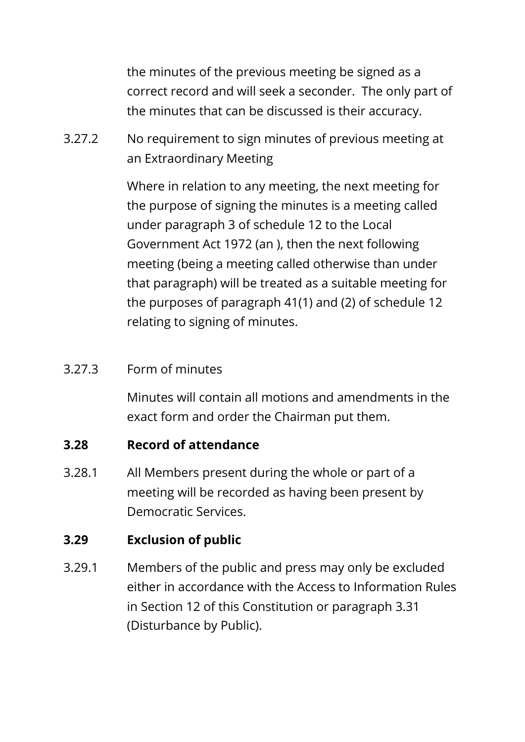the minutes of the previous meeting be signed as a correct record and will seek a seconder. The only part of the minutes that can be discussed is their accuracy.

3.27.2 No requirement to sign minutes of previous meeting at an Extraordinary Meeting

Where in relation to any meeting, the next meeting for the purpose of signing the minutes is a meeting called under paragraph 3 of schedule 12 to the Local Government Act 1972 (an ), then the next following meeting (being a meeting called otherwise than under that paragraph) will be treated as a suitable meeting for the purposes of paragraph 41(1) and (2) of schedule 12 relating to signing of minutes.

3.27.3 Form of minutes

Minutes will contain all motions and amendments in the exact form and order the Chairman put them.

### 3.28 Record of attendance

3.28.1 All Members present during the whole or part of a meeting will be recorded as having been present by Democratic Services.

### 3.29 Exclusion of public

3.29.1 Members of the public and press may only be excluded either in accordance with the Access to Information Rules in Section 12 of this Constitution or paragraph 3.31 (Disturbance by Public).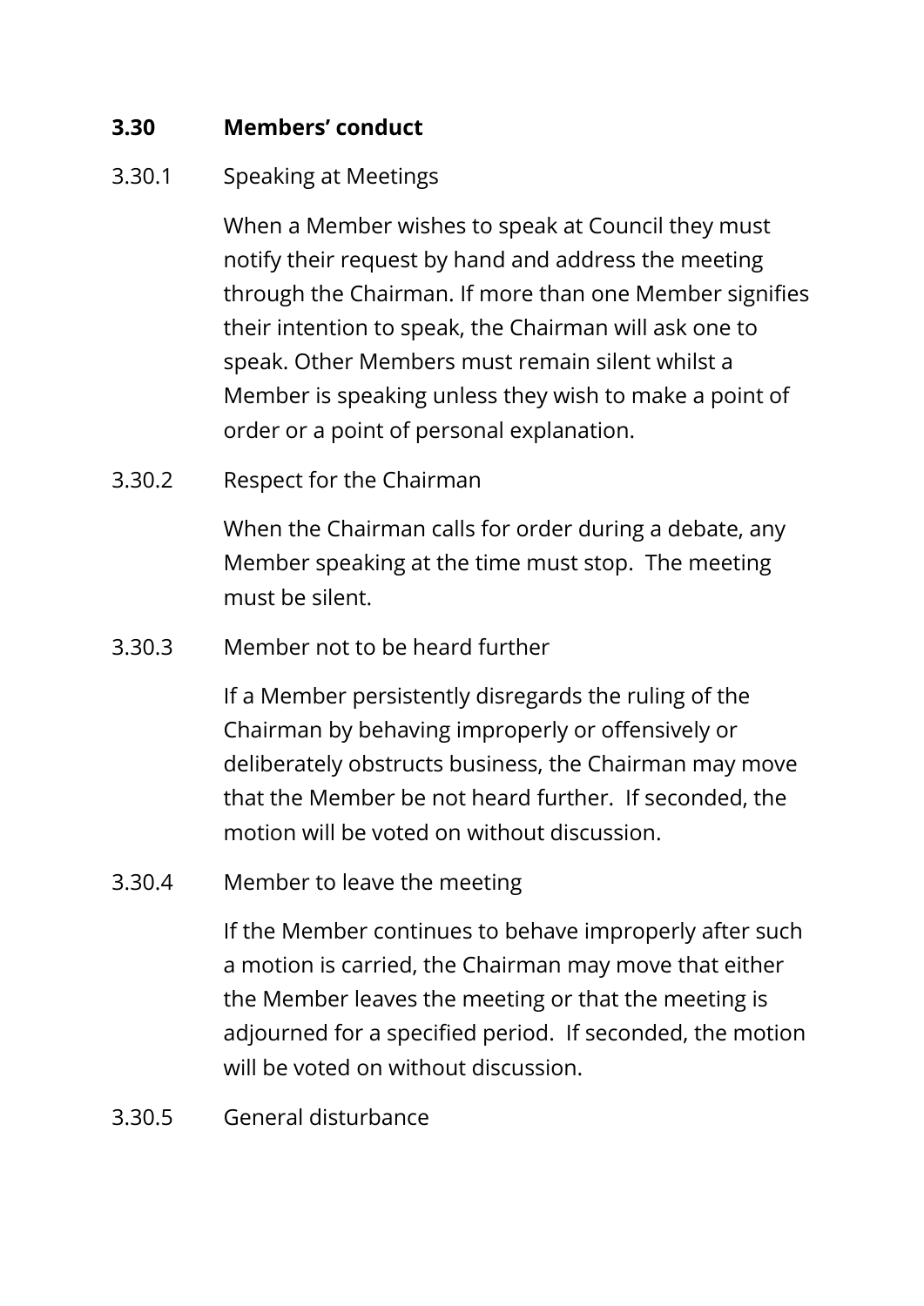### 3.30 Members' conduct

#### 3.30.1 Speaking at Meetings

When a Member wishes to speak at Council they must notify their request by hand and address the meeting through the Chairman. If more than one Member signifies their intention to speak, the Chairman will ask one to speak. Other Members must remain silent whilst a Member is speaking unless they wish to make a point of order or a point of personal explanation.

#### 3.30.2 Respect for the Chairman

When the Chairman calls for order during a debate, any Member speaking at the time must stop. The meeting must be silent.

#### 3.30.3 Member not to be heard further

If a Member persistently disregards the ruling of the Chairman by behaving improperly or offensively or deliberately obstructs business, the Chairman may move that the Member be not heard further. If seconded, the motion will be voted on without discussion.

#### 3.30.4 Member to leave the meeting

If the Member continues to behave improperly after such a motion is carried, the Chairman may move that either the Member leaves the meeting or that the meeting is adjourned for a specified period. If seconded, the motion will be voted on without discussion.

#### 3.30.5 General disturbance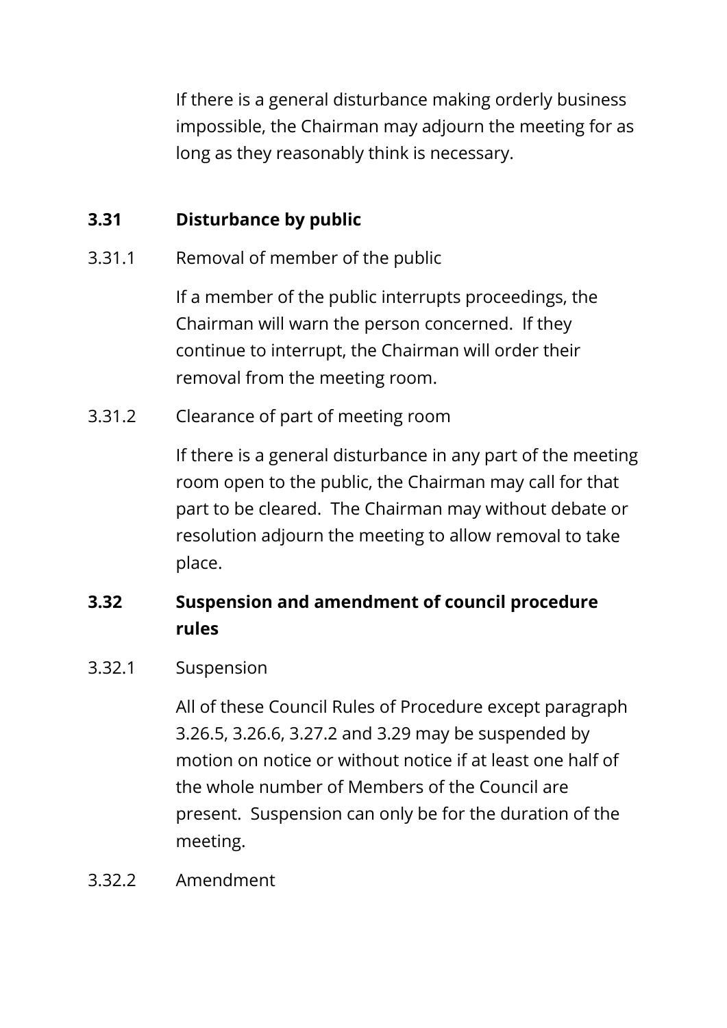If there is a general disturbance making orderly business impossible, the Chairman may adjourn the meeting for as long as they reasonably think is necessary.

### 3.31 Disturbance by public

3.31.1 Removal of member of the public

If a member of the public interrupts proceedings, the Chairman will warn the person concerned. If they continue to interrupt, the Chairman will order their removal from the meeting room.

3.31.2 Clearance of part of meeting room

If there is a general disturbance in any part of the meeting room open to the public, the Chairman may call for that part to be cleared. The Chairman may without debate or resolution adjourn the meeting to allow removal to take place.

### 3.32 Suspension and amendment of council procedure rules

3.32.1 Suspension

All of these Council Rules of Procedure except paragraph 3.26.5, 3.26.6, 3.27.2 and 3.29 may be suspended by motion on notice or without notice if at least one half of the whole number of Members of the Council are present. Suspension can only be for the duration of the meeting.

3.32.2 Amendment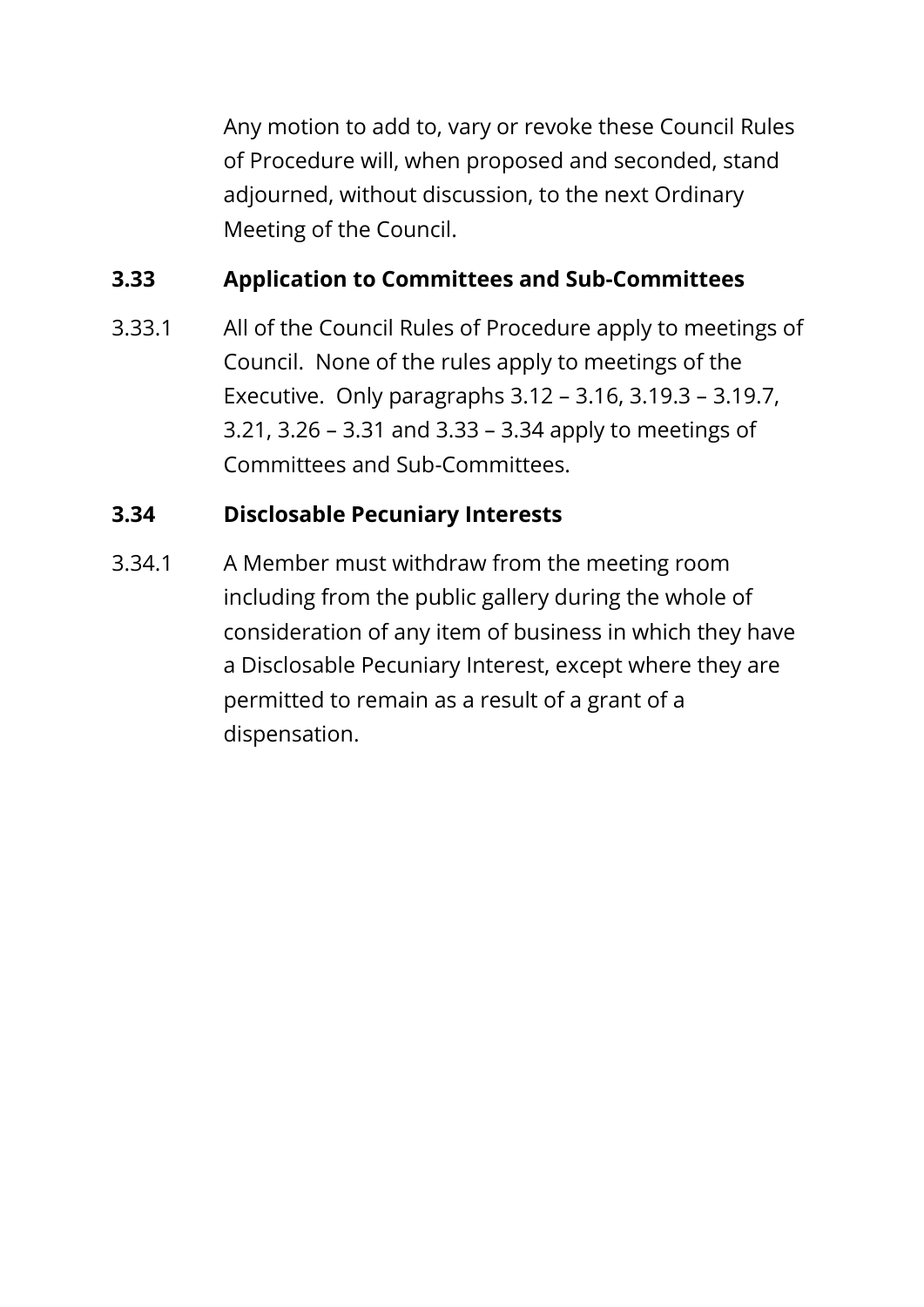Any motion to add to, vary or revoke these Council Rules of Procedure will, when proposed and seconded, stand adjourned, without discussion, to the next Ordinary Meeting of the Council.

### 3.33 Application to Committees and Sub-Committees

3.33.1 All of the Council Rules of Procedure apply to meetings of Council. None of the rules apply to meetings of the Executive. Only paragraphs 3.12 – 3.16, 3.19.3 – 3.19.7, 3.21, 3.26 – 3.31 and 3.33 – 3.34 apply to meetings of Committees and Sub-Committees.

### 3.34 Disclosable Pecuniary Interests

3.34.1 A Member must withdraw from the meeting room including from the public gallery during the whole of consideration of any item of business in which they have a Disclosable Pecuniary Interest, except where they are permitted to remain as a result of a grant of a dispensation.